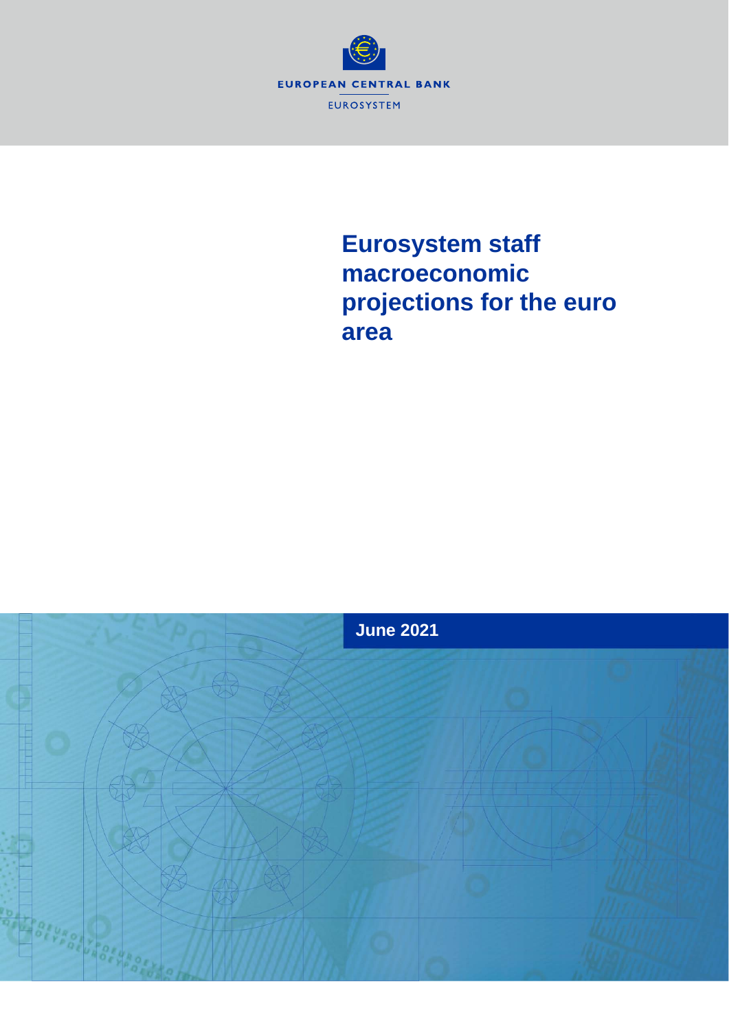EUROPEAN CENTRAL BANK

EUROSYSTEM

# Eurosystem staff macroeconomic projections for the euro area

June 2021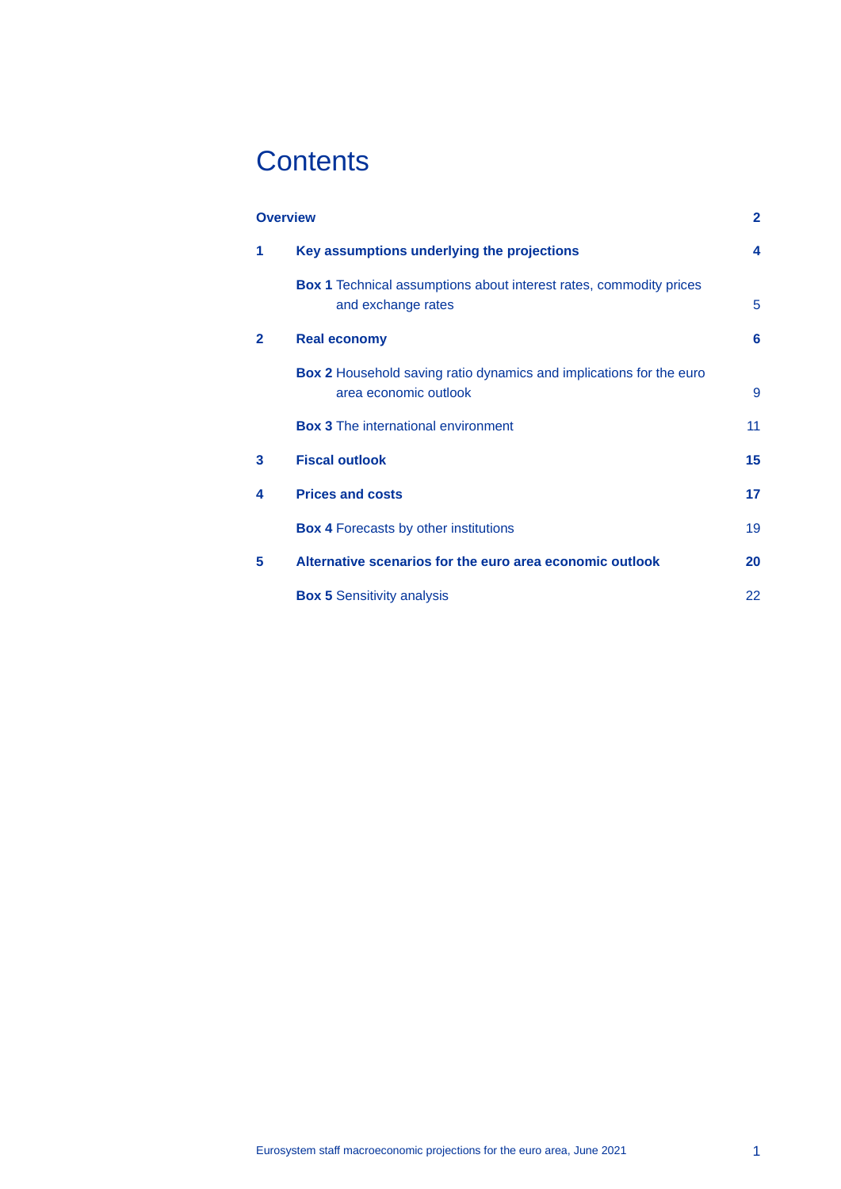# Contents

**Overview** 2

**1 Key assumptions underlying the projections** 4

**Box 1** Technical assumptions about interest rates, commodity prices and exchange rates 5

**2 Real economy** 6

**Box 2** Household saving ratio dynamics and implications for the euro area economic outlook 9

**Box 3** The international environment 11

**3 Fiscal outlook** 15

**4 Prices and costs** 17

**Box 4** Forecasts by other institutions 19

**5 Alternative scenarios for the euro area economic outlook** 20

**Box 5** Sensitivity analysis 22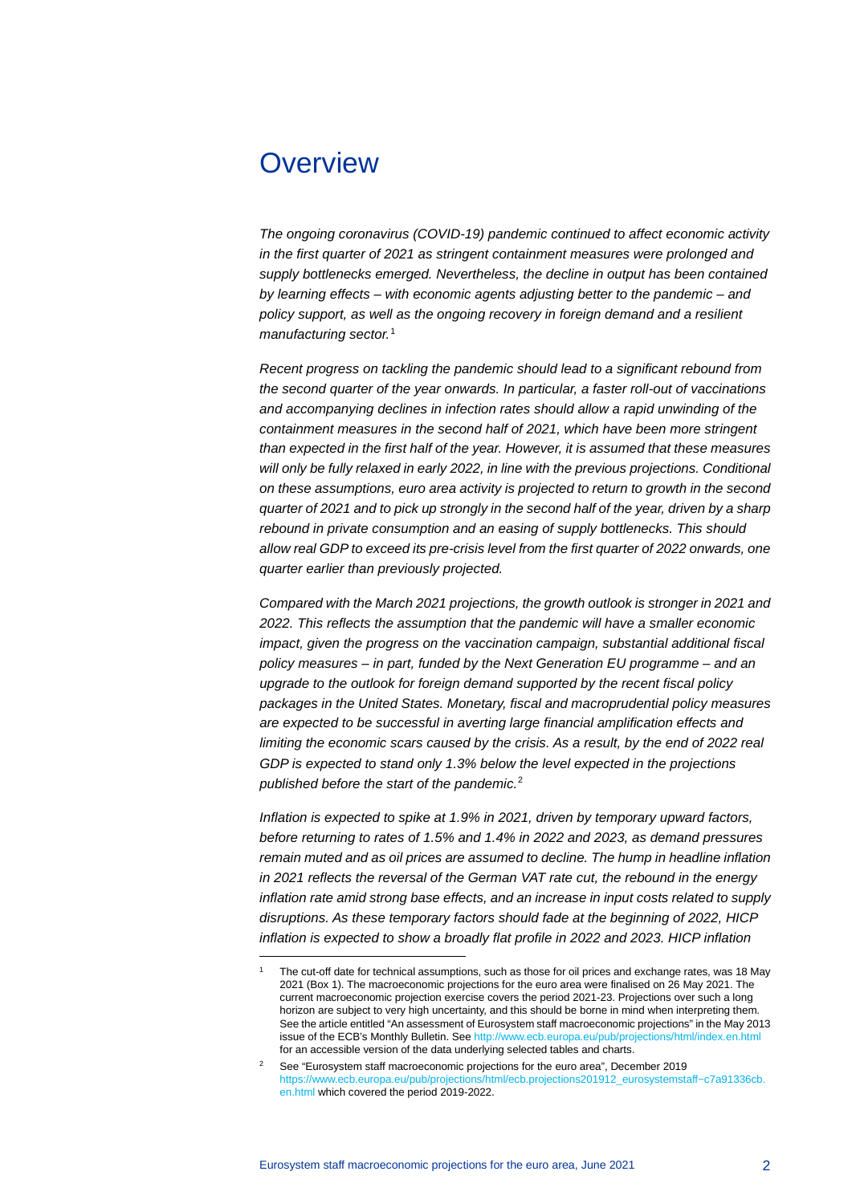# Overview

*The ongoing coronavirus (COVID-19) pandemic continued to affect economic activity in the first quarter of 2021 as stringent containment measures were prolonged and supply bottlenecks emerged. Nevertheless, the decline in output has been contained by learning effects – with economic agents adjusting better to the pandemic – and policy support, as well as the ongoing recovery in foreign demand and a resilient manufacturing sector.*[1]

*Recent progress on tackling the pandemic should lead to a significant rebound from the second quarter of the year onwards. In particular, a faster roll-out of vaccinations and accompanying declines in infection rates should allow a rapid unwinding of the containment measures in the second half of 2021, which have been more stringent than expected in the first half of the year. However, it is assumed that these measures will only be fully relaxed in early 2022, in line with the previous projections. Conditional on these assumptions, euro area activity is projected to return to growth in the second quarter of 2021 and to pick up strongly in the second half of the year, driven by a sharp rebound in private consumption and an easing of supply bottlenecks. This should allow real GDP to exceed its pre-crisis level from the first quarter of 2022 onwards, one quarter earlier than previously projected.*

*Compared with the March 2021 projections, the growth outlook is stronger in 2021 and 2022. This reflects the assumption that the pandemic will have a smaller economic impact, given the progress on the vaccination campaign, substantial additional fiscal policy measures – in part, funded by the Next Generation EU programme – and an upgrade to the outlook for foreign demand supported by the recent fiscal policy packages in the United States. Monetary, fiscal and macroprudential policy measures are expected to be successful in averting large financial amplification effects and limiting the economic scars caused by the crisis. As a result, by the end of 2022 real GDP is expected to stand only 1.3% below the level expected in the projections published before the start of the pandemic.*[2]

*Inflation is expected to spike at 1.9% in 2021, driven by temporary upward factors, before returning to rates of 1.5% and 1.4% in 2022 and 2023, as demand pressures remain muted and as oil prices are assumed to decline. The hump in headline inflation in 2021 reflects the reversal of the German VAT rate cut, the rebound in the energy inflation rate amid strong base effects, and an increase in input costs related to supply disruptions. As these temporary factors should fade at the beginning of 2022, HICP inflation is expected to show a broadly flat profile in 2022 and 2023. HICP inflation*

---

[1] The cut-off date for technical assumptions, such as those for oil prices and exchange rates, was 18 May 2021 (Box 1). The macroeconomic projections for the euro area were finalised on 26 May 2021. The current macroeconomic projection exercise covers the period 2021-23. Projections over such a long horizon are subject to very high uncertainty, and this should be borne in mind when interpreting them. See the article entitled "An assessment of Eurosystem staff macroeconomic projections" in the May 2013 issue of the ECB's Monthly Bulletin. See http://www.ecb.europa.eu/pub/projections/html/index.en.html for an accessible version of the data underlying selected tables and charts.

[2] See "Eurosystem staff macroeconomic projections for the euro area", December 2019 https://www.ecb.europa.eu/pub/projections/html/ecb.projections201912_eurosystemstaff~c7a91336cb.en.html which covered the period 2019-2022.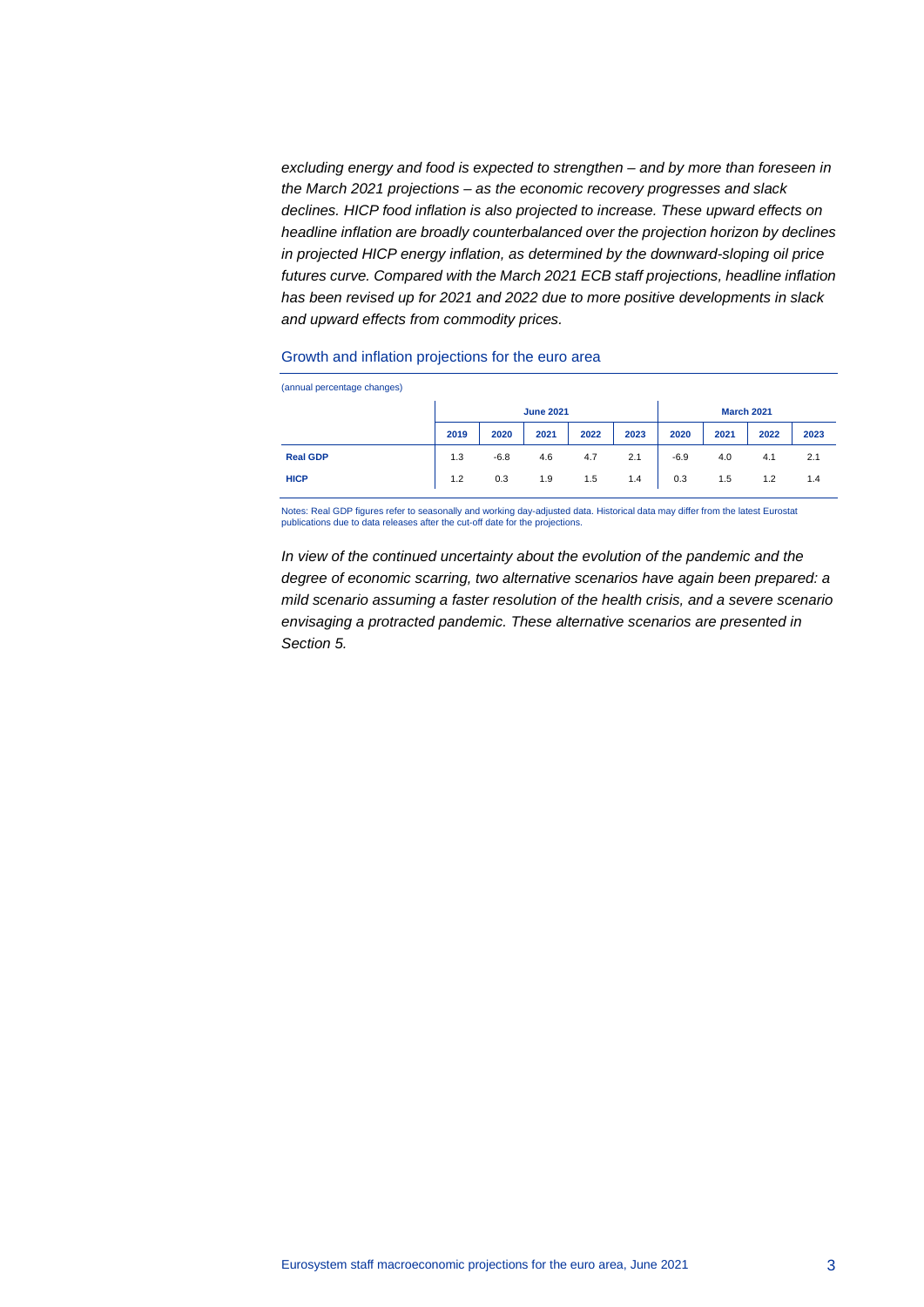*excluding energy and food is expected to strengthen – and by more than foreseen in the March 2021 projections – as the economic recovery progresses and slack declines. HICP food inflation is also projected to increase. These upward effects on headline inflation are broadly counterbalanced over the projection horizon by declines in projected HICP energy inflation, as determined by the downward-sloping oil price futures curve. Compared with the March 2021 ECB staff projections, headline inflation has been revised up for 2021 and 2022 due to more positive developments in slack and upward effects from commodity prices.*

### Growth and inflation projections for the euro area

(annual percentage changes)

| | June 2021 | | | | | March 2021 | | | |
|---|---|---|---|---|---|---|---|---|---|
| | **2019** | **2020** | **2021** | **2022** | **2023** | **2020** | **2021** | **2022** | **2023** |
| **Real GDP** | 1.3 | -6.8 | 4.6 | 4.7 | 2.1 | -6.9 | 4.0 | 4.1 | 2.1 |
| **HICP** | 1.2 | 0.3 | 1.9 | 1.5 | 1.4 | 0.3 | 1.5 | 1.2 | 1.4 |

Notes: Real GDP figures refer to seasonally and working day-adjusted data. Historical data may differ from the latest Eurostat publications due to data releases after the cut-off date for the projections.

*In view of the continued uncertainty about the evolution of the pandemic and the degree of economic scarring, two alternative scenarios have again been prepared: a mild scenario assuming a faster resolution of the health crisis, and a severe scenario envisaging a protracted pandemic. These alternative scenarios are presented in Section 5.*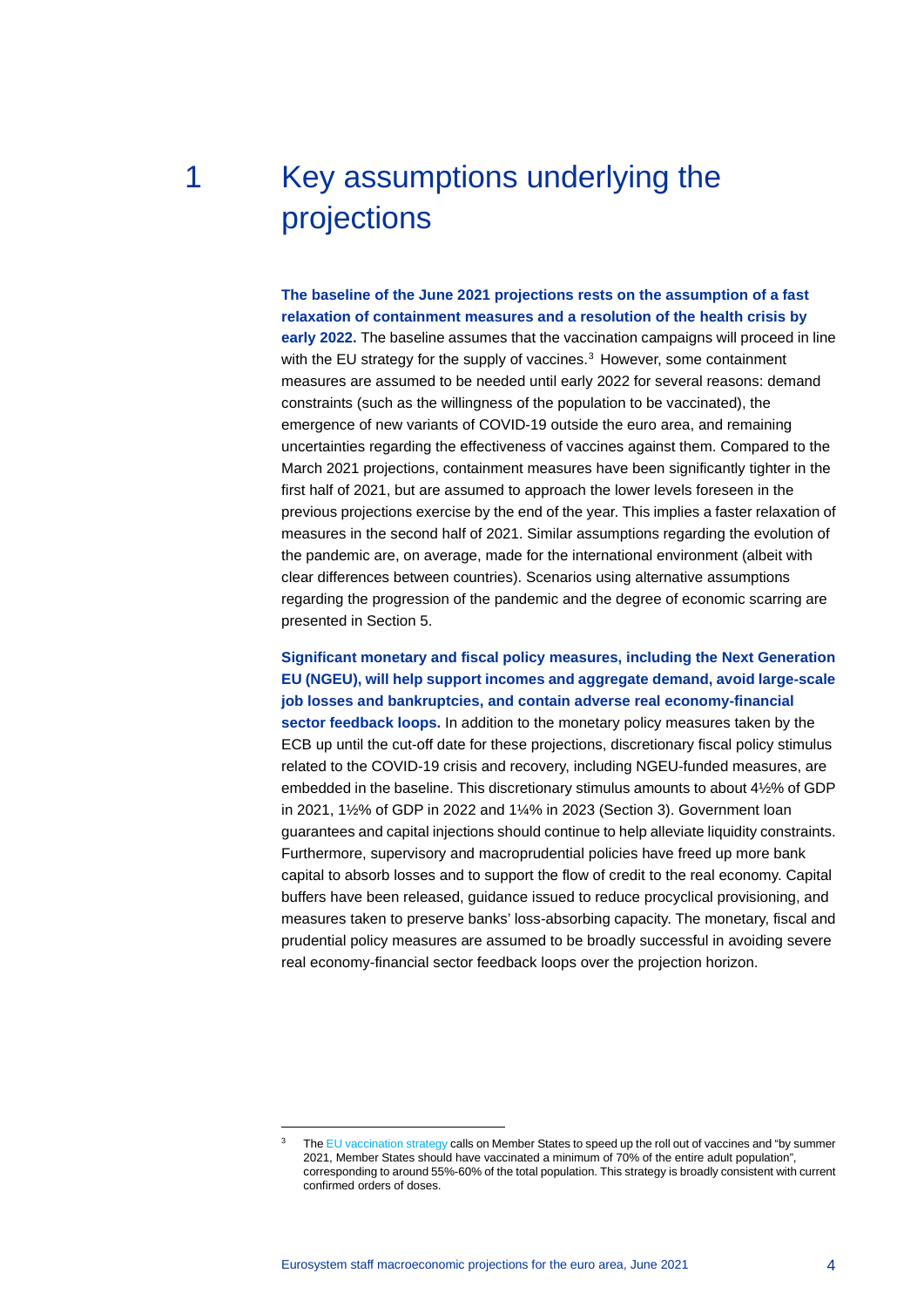# 1 Key assumptions underlying the projections

**The baseline of the June 2021 projections rests on the assumption of a fast relaxation of containment measures and a resolution of the health crisis by early 2022.** The baseline assumes that the vaccination campaigns will proceed in line with the EU strategy for the supply of vaccines.[3] However, some containment measures are assumed to be needed until early 2022 for several reasons: demand constraints (such as the willingness of the population to be vaccinated), the emergence of new variants of COVID-19 outside the euro area, and remaining uncertainties regarding the effectiveness of vaccines against them. Compared to the March 2021 projections, containment measures have been significantly tighter in the first half of 2021, but are assumed to approach the lower levels foreseen in the previous projections exercise by the end of the year. This implies a faster relaxation of measures in the second half of 2021. Similar assumptions regarding the evolution of the pandemic are, on average, made for the international environment (albeit with clear differences between countries). Scenarios using alternative assumptions regarding the progression of the pandemic and the degree of economic scarring are presented in Section 5.

**Significant monetary and fiscal policy measures, including the Next Generation EU (NGEU), will help support incomes and aggregate demand, avoid large-scale job losses and bankruptcies, and contain adverse real economy-financial sector feedback loops.** In addition to the monetary policy measures taken by the ECB up until the cut-off date for these projections, discretionary fiscal policy stimulus related to the COVID-19 crisis and recovery, including NGEU-funded measures, are embedded in the baseline. This discretionary stimulus amounts to about 4½% of GDP in 2021, 1½% of GDP in 2022 and 1¼% in 2023 (Section 3). Government loan guarantees and capital injections should continue to help alleviate liquidity constraints. Furthermore, supervisory and macroprudential policies have freed up more bank capital to absorb losses and to support the flow of credit to the real economy. Capital buffers have been released, guidance issued to reduce procyclical provisioning, and measures taken to preserve banks' loss-absorbing capacity. The monetary, fiscal and prudential policy measures are assumed to be broadly successful in avoiding severe real economy-financial sector feedback loops over the projection horizon.

---

[3] The EU vaccination strategy calls on Member States to speed up the roll out of vaccines and "by summer 2021, Member States should have vaccinated a minimum of 70% of the entire adult population", corresponding to around 55%-60% of the total population. This strategy is broadly consistent with current confirmed orders of doses.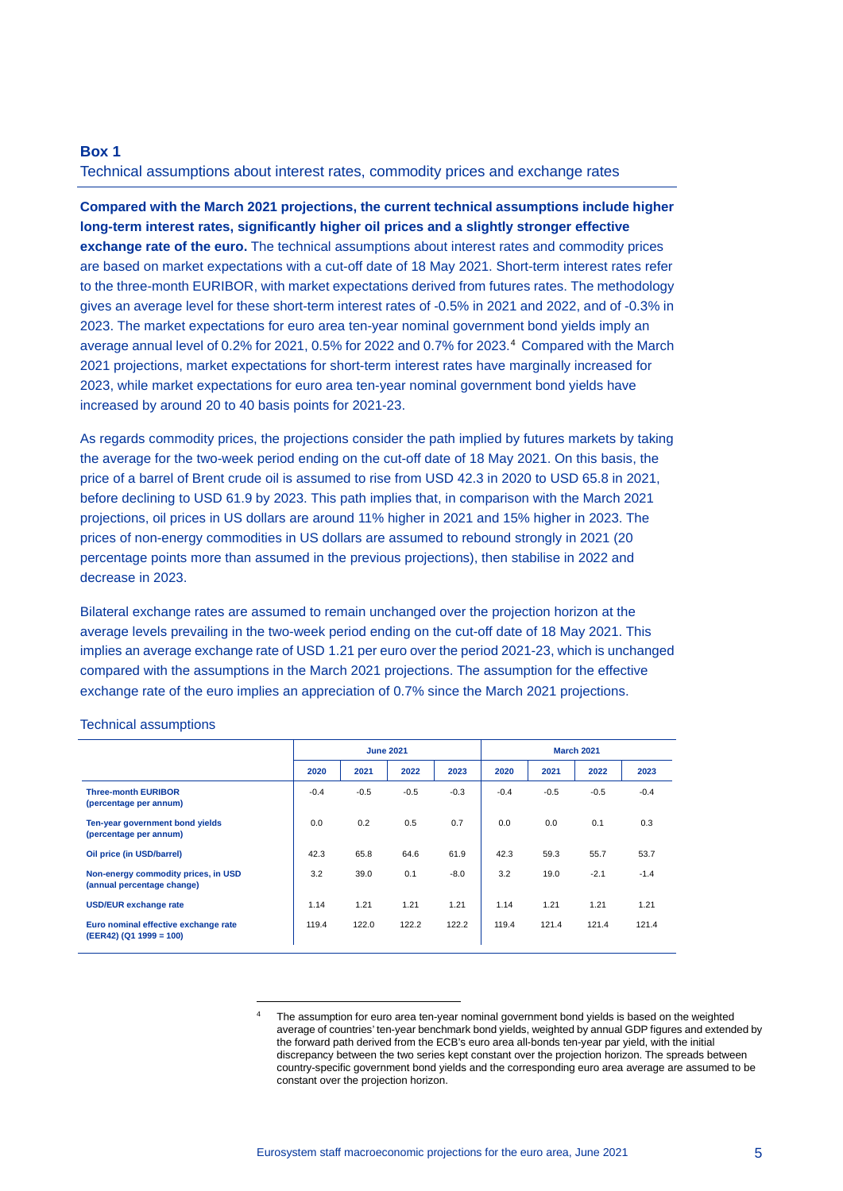## Box 1

### Technical assumptions about interest rates, commodity prices and exchange rates

**Compared with the March 2021 projections, the current technical assumptions include higher long-term interest rates, significantly higher oil prices and a slightly stronger effective exchange rate of the euro.** The technical assumptions about interest rates and commodity prices are based on market expectations with a cut-off date of 18 May 2021. Short-term interest rates refer to the three-month EURIBOR, with market expectations derived from futures rates. The methodology gives an average level for these short-term interest rates of -0.5% in 2021 and 2022, and of -0.3% in 2023. The market expectations for euro area ten-year nominal government bond yields imply an average annual level of 0.2% for 2021, 0.5% for 2022 and 0.7% for 2023.[4] Compared with the March 2021 projections, market expectations for short-term interest rates have marginally increased for 2023, while market expectations for euro area ten-year nominal government bond yields have increased by around 20 to 40 basis points for 2021-23.

As regards commodity prices, the projections consider the path implied by futures markets by taking the average for the two-week period ending on the cut-off date of 18 May 2021. On this basis, the price of a barrel of Brent crude oil is assumed to rise from USD 42.3 in 2020 to USD 65.8 in 2021, before declining to USD 61.9 by 2023. This path implies that, in comparison with the March 2021 projections, oil prices in US dollars are around 11% higher in 2021 and 15% higher in 2023. The prices of non-energy commodities in US dollars are assumed to rebound strongly in 2021 (20 percentage points more than assumed in the previous projections), then stabilise in 2022 and decrease in 2023.

Bilateral exchange rates are assumed to remain unchanged over the projection horizon at the average levels prevailing in the two-week period ending on the cut-off date of 18 May 2021. This implies an average exchange rate of USD 1.21 per euro over the period 2021-23, which is unchanged compared with the assumptions in the March 2021 projections. The assumption for the effective exchange rate of the euro implies an appreciation of 0.7% since the March 2021 projections.

Technical assumptions

| | June 2021 | | | | March 2021 | | | |
|---|---|---|---|---|---|---|---|---|
| | 2020 | 2021 | 2022 | 2023 | 2020 | 2021 | 2022 | 2023 |
| **Three-month EURIBOR (percentage per annum)** | -0.4 | -0.5 | -0.5 | -0.3 | -0.4 | -0.5 | -0.5 | -0.4 |
| **Ten-year government bond yields (percentage per annum)** | 0.0 | 0.2 | 0.5 | 0.7 | 0.0 | 0.0 | 0.1 | 0.3 |
| **Oil price (in USD/barrel)** | 42.3 | 65.8 | 64.6 | 61.9 | 42.3 | 59.3 | 55.7 | 53.7 |
| **Non-energy commodity prices, in USD (annual percentage change)** | 3.2 | 39.0 | 0.1 | -8.0 | 3.2 | 19.0 | -2.1 | -1.4 |
| **USD/EUR exchange rate** | 1.14 | 1.21 | 1.21 | 1.21 | 1.14 | 1.21 | 1.21 | 1.21 |
| **Euro nominal effective exchange rate (EER42) (Q1 1999 = 100)** | 119.4 | 122.0 | 122.2 | 122.2 | 119.4 | 121.4 | 121.4 | 121.4 |

[4] The assumption for euro area ten-year nominal government bond yields is based on the weighted average of countries' ten-year benchmark bond yields, weighted by annual GDP figures and extended by the forward path derived from the ECB's euro area all-bonds ten-year par yield, with the initial discrepancy between the two series kept constant over the projection horizon. The spreads between country-specific government bond yields and the corresponding euro area average are assumed to be constant over the projection horizon.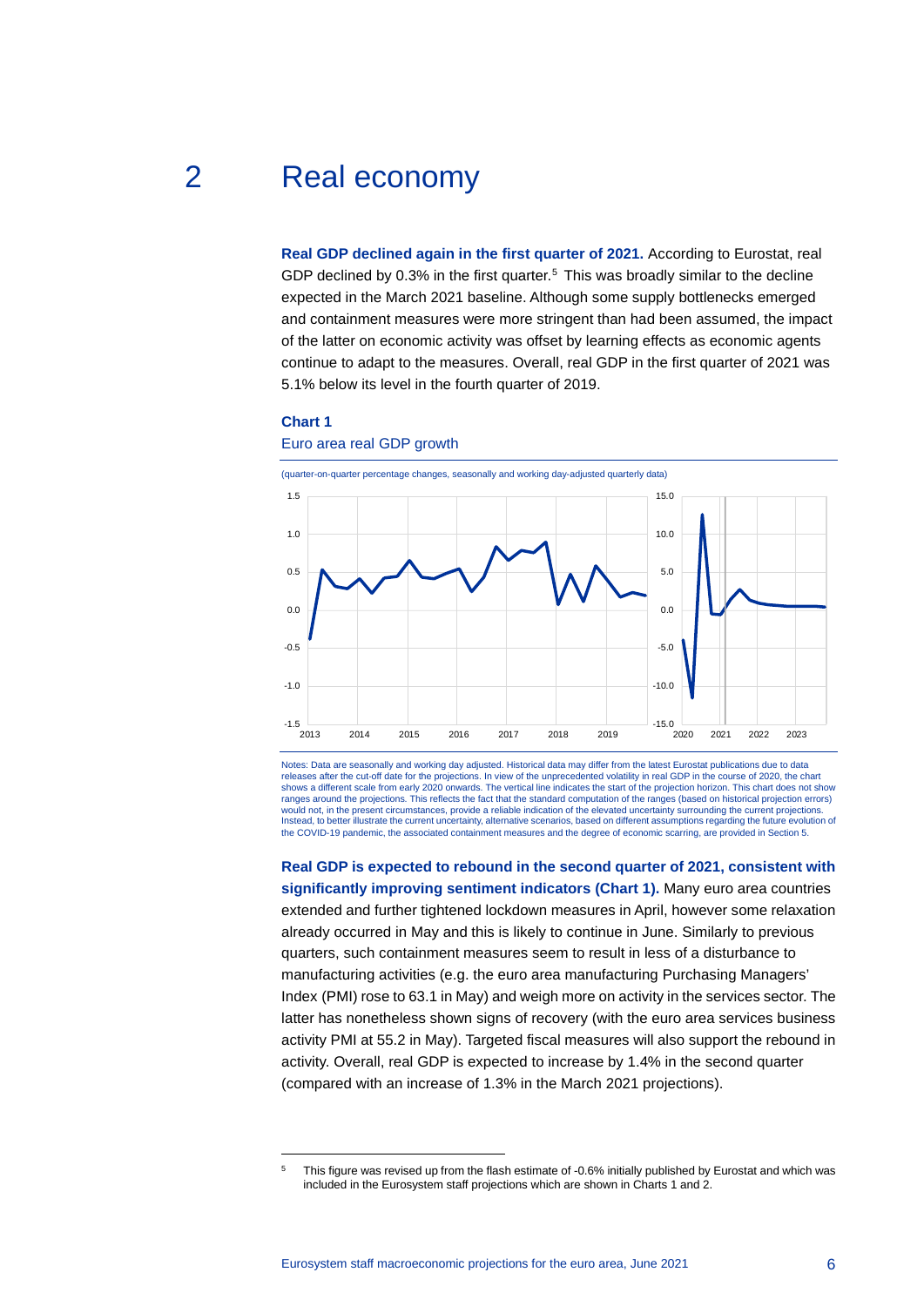# 2 Real economy

**Real GDP declined again in the first quarter of 2021.** According to Eurostat, real GDP declined by 0.3% in the first quarter.[5] This was broadly similar to the decline expected in the March 2021 baseline. Although some supply bottlenecks emerged and containment measures were more stringent than had been assumed, the impact of the latter on economic activity was offset by learning effects as economic agents continue to adapt to the measures. Overall, real GDP in the first quarter of 2021 was 5.1% below its level in the fourth quarter of 2019.

**Chart 1**

Euro area real GDP growth

(quarter-on-quarter percentage changes, seasonally and working day-adjusted quarterly data)

Notes: Data are seasonally and working day adjusted. Historical data may differ from the latest Eurostat publications due to data releases after the cut-off date for the projections. In view of the unprecedented volatility in real GDP in the course of 2020, the chart shows a different scale from early 2020 onwards. The vertical line indicates the start of the projection horizon. This chart does not show ranges around the projections. This reflects the fact that the standard computation of the ranges (based on historical projection errors) would not, in the present circumstances, provide a reliable indication of the elevated uncertainty surrounding the current projections. Instead, to better illustrate the current uncertainty, alternative scenarios, based on different assumptions regarding the future evolution of the COVID-19 pandemic, the associated containment measures and the degree of economic scarring, are provided in Section 5.

**Real GDP is expected to rebound in the second quarter of 2021, consistent with significantly improving sentiment indicators (Chart 1).** Many euro area countries extended and further tightened lockdown measures in April, however some relaxation already occurred in May and this is likely to continue in June. Similarly to previous quarters, such containment measures seem to result in less of a disturbance to manufacturing activities (e.g. the euro area manufacturing Purchasing Managers' Index (PMI) rose to 63.1 in May) and weigh more on activity in the services sector. The latter has nonetheless shown signs of recovery (with the euro area services business activity PMI at 55.2 in May). Targeted fiscal measures will also support the rebound in activity. Overall, real GDP is expected to increase by 1.4% in the second quarter (compared with an increase of 1.3% in the March 2021 projections).

---

[5] This figure was revised up from the flash estimate of -0.6% initially published by Eurostat and which was included in the Eurosystem staff projections which are shown in Charts 1 and 2.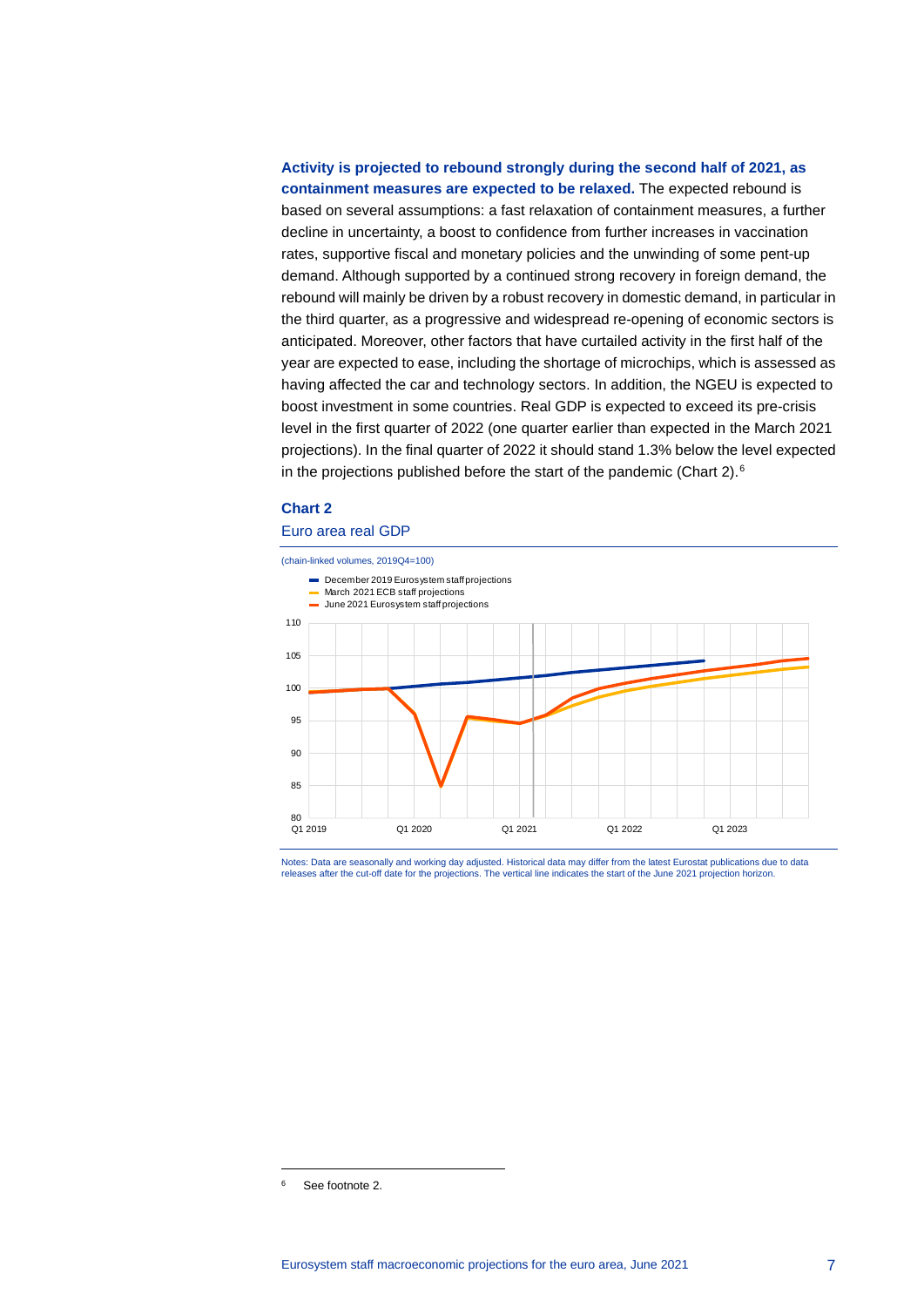**Activity is projected to rebound strongly during the second half of 2021, as containment measures are expected to be relaxed.** The expected rebound is based on several assumptions: a fast relaxation of containment measures, a further decline in uncertainty, a boost to confidence from further increases in vaccination rates, supportive fiscal and monetary policies and the unwinding of some pent-up demand. Although supported by a continued strong recovery in foreign demand, the rebound will mainly be driven by a robust recovery in domestic demand, in particular in the third quarter, as a progressive and widespread re-opening of economic sectors is anticipated. Moreover, other factors that have curtailed activity in the first half of the year are expected to ease, including the shortage of microchips, which is assessed as having affected the car and technology sectors. In addition, the NGEU is expected to boost investment in some countries. Real GDP is expected to exceed its pre-crisis level in the first quarter of 2022 (one quarter earlier than expected in the March 2021 projections). In the final quarter of 2022 it should stand 1.3% below the level expected in the projections published before the start of the pandemic (Chart 2).[6]

**Chart 2**

Euro area real GDP

(chain-linked volumes, 2019Q4=100)

- December 2019 Eurosystem staff projections
- March 2021 ECB staff projections
- June 2021 Eurosystem staff projections

Notes: Data are seasonally and working day adjusted. Historical data may differ from the latest Eurostat publications due to data releases after the cut-off date for the projections. The vertical line indicates the start of the June 2021 projection horizon.

[6] See footnote 2.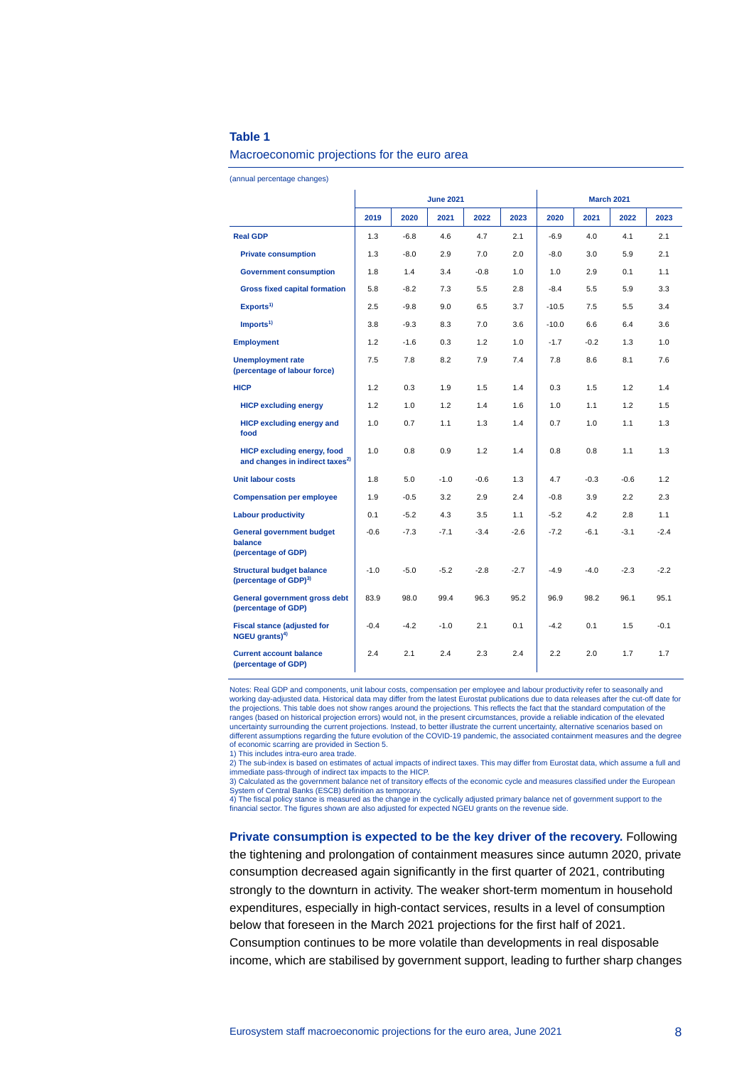**Table 1**

Macroeconomic projections for the euro area

(annual percentage changes)

| | June 2021 | | | | | March 2021 | | | |
|---|---|---|---|---|---|---|---|---|---|
| | 2019 | 2020 | 2021 | 2022 | 2023 | 2020 | 2021 | 2022 | 2023 |
| **Real GDP** | 1.3 | -6.8 | 4.6 | 4.7 | 2.1 | -6.9 | 4.0 | 4.1 | 2.1 |
| **Private consumption** | 1.3 | -8.0 | 2.9 | 7.0 | 2.0 | -8.0 | 3.0 | 5.9 | 2.1 |
| **Government consumption** | 1.8 | 1.4 | 3.4 | -0.8 | 1.0 | 1.0 | 2.9 | 0.1 | 1.1 |
| **Gross fixed capital formation** | 5.8 | -8.2 | 7.3 | 5.5 | 2.8 | -8.4 | 5.5 | 5.9 | 3.3 |
| **Exports**[1] | 2.5 | -9.8 | 9.0 | 6.5 | 3.7 | -10.5 | 7.5 | 5.5 | 3.4 |
| **Imports**[1] | 3.8 | -9.3 | 8.3 | 7.0 | 3.6 | -10.0 | 6.6 | 6.4 | 3.6 |
| **Employment** | 1.2 | -1.6 | 0.3 | 1.2 | 1.0 | -1.7 | -0.2 | 1.3 | 1.0 |
| **Unemployment rate (percentage of labour force)** | 7.5 | 7.8 | 8.2 | 7.9 | 7.4 | 7.8 | 8.6 | 8.1 | 7.6 |
| **HICP** | 1.2 | 0.3 | 1.9 | 1.5 | 1.4 | 0.3 | 1.5 | 1.2 | 1.4 |
| **HICP excluding energy** | 1.2 | 1.0 | 1.2 | 1.4 | 1.6 | 1.0 | 1.1 | 1.2 | 1.5 |
| **HICP excluding energy and food** | 1.0 | 0.7 | 1.1 | 1.3 | 1.4 | 0.7 | 1.0 | 1.1 | 1.3 |
| **HICP excluding energy, food and changes in indirect taxes**[2] | 1.0 | 0.8 | 0.9 | 1.2 | 1.4 | 0.8 | 0.8 | 1.1 | 1.3 |
| **Unit labour costs** | 1.8 | 5.0 | -1.0 | -0.6 | 1.3 | 4.7 | -0.3 | -0.6 | 1.2 |
| **Compensation per employee** | 1.9 | -0.5 | 3.2 | 2.9 | 2.4 | -0.8 | 3.9 | 2.2 | 2.3 |
| **Labour productivity** | 0.1 | -5.2 | 4.3 | 3.5 | 1.1 | -5.2 | 4.2 | 2.8 | 1.1 |
| **General government budget balance (percentage of GDP)** | -0.6 | -7.3 | -7.1 | -3.4 | -2.6 | -7.2 | -6.1 | -3.1 | -2.4 |
| **Structural budget balance (percentage of GDP)**[3] | -1.0 | -5.0 | -5.2 | -2.8 | -2.7 | -4.9 | -4.0 | -2.3 | -2.2 |
| **General government gross debt (percentage of GDP)** | 83.9 | 98.0 | 99.4 | 96.3 | 95.2 | 96.9 | 98.2 | 96.1 | 95.1 |
| **Fiscal stance (adjusted for NGEU grants)**[4] | -0.4 | -4.2 | -1.0 | 2.1 | 0.1 | -4.2 | 0.1 | 1.5 | -0.1 |
| **Current account balance (percentage of GDP)** | 2.4 | 2.1 | 2.4 | 2.3 | 2.4 | 2.2 | 2.0 | 1.7 | 1.7 |

Notes: Real GDP and components, unit labour costs, compensation per employee and labour productivity refer to seasonally and working day-adjusted data. Historical data may differ from the latest Eurostat publications due to data releases after the cut-off date for the projections. This table does not show ranges around the projections. This reflects the fact that the standard computation of the ranges (based on historical projection errors) would not, in the present circumstances, provide a reliable indication of the elevated uncertainty surrounding the current projections. Instead, to better illustrate the current uncertainty, alternative scenarios based on different assumptions regarding the future evolution of the COVID-19 pandemic, the associated containment measures and the degree of economic scarring are provided in Section 5.

1) This includes intra-euro area trade.

2) The sub-index is based on estimates of actual impacts of indirect taxes. This may differ from Eurostat data, which assume a full and immediate pass-through of indirect tax impacts to the HICP.

3) Calculated as the government balance net of transitory effects of the economic cycle and measures classified under the European System of Central Banks (ESCB) definition as temporary.

4) The fiscal policy stance is measured as the change in the cyclically adjusted primary balance net of government support to the financial sector. The figures shown are also adjusted for expected NGEU grants on the revenue side.

**Private consumption is expected to be the key driver of the recovery.** Following the tightening and prolongation of containment measures since autumn 2020, private consumption decreased again significantly in the first quarter of 2021, contributing strongly to the downturn in activity. The weaker short-term momentum in household expenditures, especially in high-contact services, results in a level of consumption below that foreseen in the March 2021 projections for the first half of 2021. Consumption continues to be more volatile than developments in real disposable income, which are stabilised by government support, leading to further sharp changes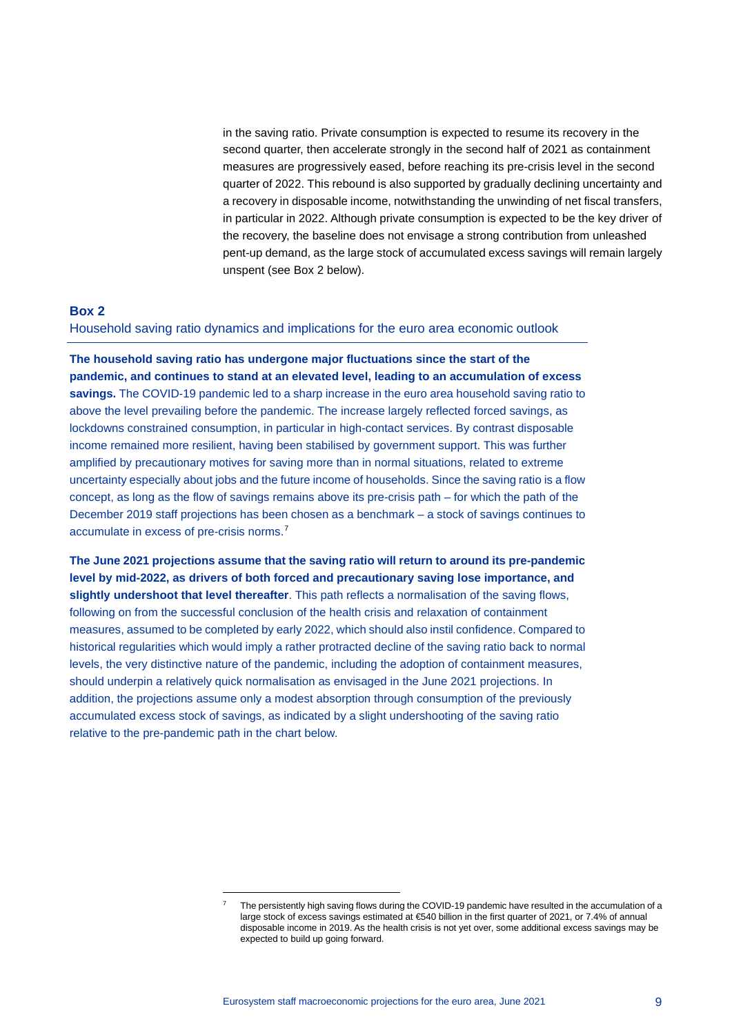in the saving ratio. Private consumption is expected to resume its recovery in the second quarter, then accelerate strongly in the second half of 2021 as containment measures are progressively eased, before reaching its pre-crisis level in the second quarter of 2022. This rebound is also supported by gradually declining uncertainty and a recovery in disposable income, notwithstanding the unwinding of net fiscal transfers, in particular in 2022. Although private consumption is expected to be the key driver of the recovery, the baseline does not envisage a strong contribution from unleashed pent-up demand, as the large stock of accumulated excess savings will remain largely unspent (see Box 2 below).

## Box 2

### Household saving ratio dynamics and implications for the euro area economic outlook

**The household saving ratio has undergone major fluctuations since the start of the pandemic, and continues to stand at an elevated level, leading to an accumulation of excess savings.** The COVID-19 pandemic led to a sharp increase in the euro area household saving ratio to above the level prevailing before the pandemic. The increase largely reflected forced savings, as lockdowns constrained consumption, in particular in high-contact services. By contrast disposable income remained more resilient, having been stabilised by government support. This was further amplified by precautionary motives for saving more than in normal situations, related to extreme uncertainty especially about jobs and the future income of households. Since the saving ratio is a flow concept, as long as the flow of savings remains above its pre-crisis path – for which the path of the December 2019 staff projections has been chosen as a benchmark – a stock of savings continues to accumulate in excess of pre-crisis norms.[7]

**The June 2021 projections assume that the saving ratio will return to around its pre-pandemic level by mid-2022, as drivers of both forced and precautionary saving lose importance, and slightly undershoot that level thereafter**. This path reflects a normalisation of the saving flows, following on from the successful conclusion of the health crisis and relaxation of containment measures, assumed to be completed by early 2022, which should also instil confidence. Compared to historical regularities which would imply a rather protracted decline of the saving ratio back to normal levels, the very distinctive nature of the pandemic, including the adoption of containment measures, should underpin a relatively quick normalisation as envisaged in the June 2021 projections. In addition, the projections assume only a modest absorption through consumption of the previously accumulated excess stock of savings, as indicated by a slight undershooting of the saving ratio relative to the pre-pandemic path in the chart below.

---

[7] The persistently high saving flows during the COVID-19 pandemic have resulted in the accumulation of a large stock of excess savings estimated at €540 billion in the first quarter of 2021, or 7.4% of annual disposable income in 2019. As the health crisis is not yet over, some additional excess savings may be expected to build up going forward.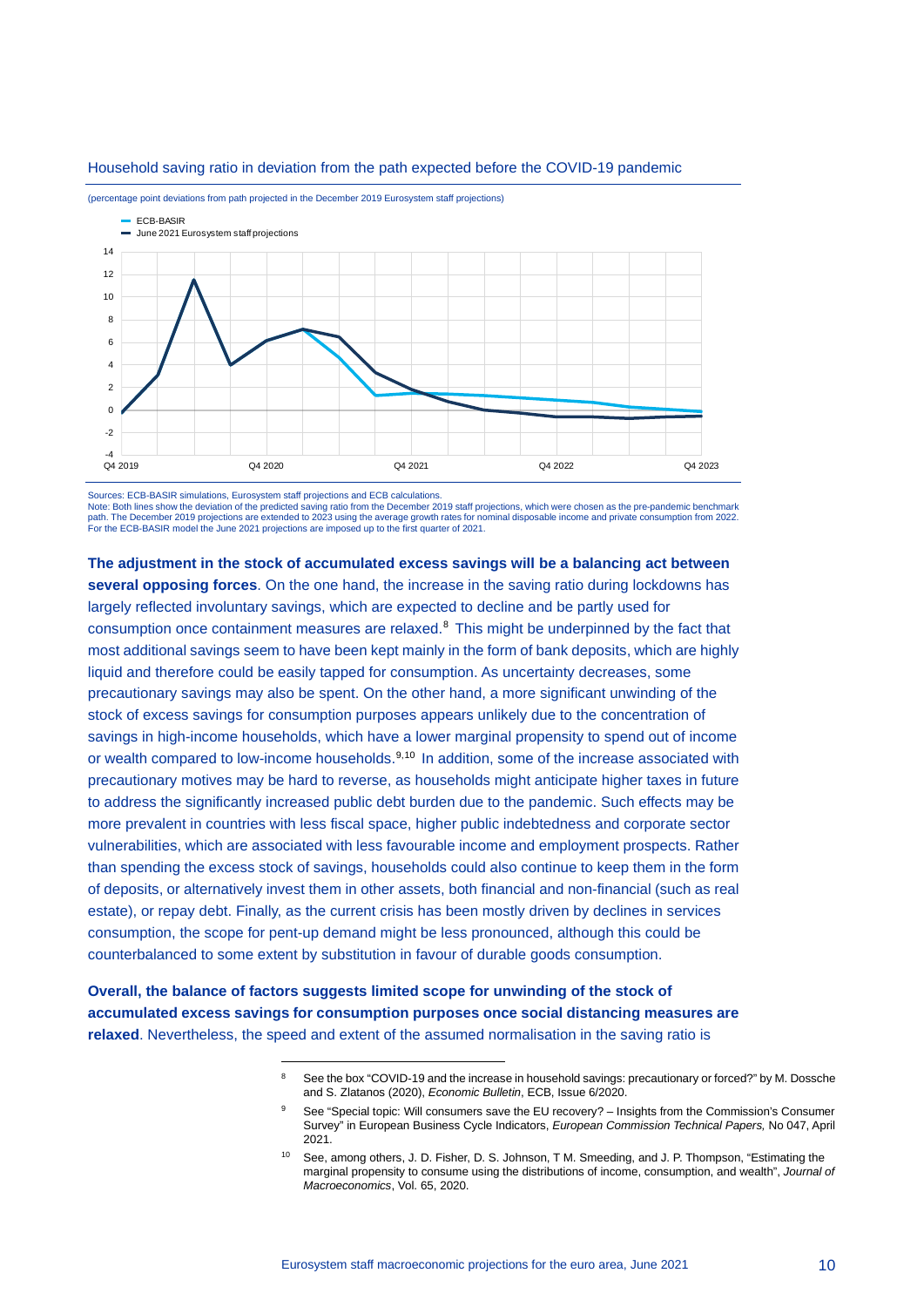Household saving ratio in deviation from the path expected before the COVID-19 pandemic

(percentage point deviations from path projected in the December 2019 Eurosystem staff projections)

Sources: ECB-BASIR simulations, Eurosystem staff projections and ECB calculations.
Note: Both lines show the deviation of the predicted saving ratio from the December 2019 staff projections, which were chosen as the pre-pandemic benchmark path. The December 2019 projections are extended to 2023 using the average growth rates for nominal disposable income and private consumption from 2022. For the ECB-BASIR model the June 2021 projections are imposed up to the first quarter of 2021.

**The adjustment in the stock of accumulated excess savings will be a balancing act between several opposing forces**. On the one hand, the increase in the saving ratio during lockdowns has largely reflected involuntary savings, which are expected to decline and be partly used for consumption once containment measures are relaxed.[8] This might be underpinned by the fact that most additional savings seem to have been kept mainly in the form of bank deposits, which are highly liquid and therefore could be easily tapped for consumption. As uncertainty decreases, some precautionary savings may also be spent. On the other hand, a more significant unwinding of the stock of excess savings for consumption purposes appears unlikely due to the concentration of savings in high-income households, which have a lower marginal propensity to spend out of income or wealth compared to low-income households.[9,10] In addition, some of the increase associated with precautionary motives may be hard to reverse, as households might anticipate higher taxes in future to address the significantly increased public debt burden due to the pandemic. Such effects may be more prevalent in countries with less fiscal space, higher public indebtedness and corporate sector vulnerabilities, which are associated with less favourable income and employment prospects. Rather than spending the excess stock of savings, households could also continue to keep them in the form of deposits, or alternatively invest them in other assets, both financial and non-financial (such as real estate), or repay debt. Finally, as the current crisis has been mostly driven by declines in services consumption, the scope for pent-up demand might be less pronounced, although this could be counterbalanced to some extent by substitution in favour of durable goods consumption.

**Overall, the balance of factors suggests limited scope for unwinding of the stock of accumulated excess savings for consumption purposes once social distancing measures are relaxed**. Nevertheless, the speed and extent of the assumed normalisation in the saving ratio is

---

8. See the box "COVID-19 and the increase in household savings: precautionary or forced?" by M. Dossche and S. Zlatanos (2020), *Economic Bulletin*, ECB, Issue 6/2020.

9. See "Special topic: Will consumers save the EU recovery? – Insights from the Commission's Consumer Survey" in European Business Cycle Indicators, *European Commission Technical Papers,* No 047, April 2021.

10. See, among others, J. D. Fisher, D. S. Johnson, T M. Smeeding, and J. P. Thompson, "Estimating the marginal propensity to consume using the distributions of income, consumption, and wealth", *Journal of Macroeconomics*, Vol. 65, 2020.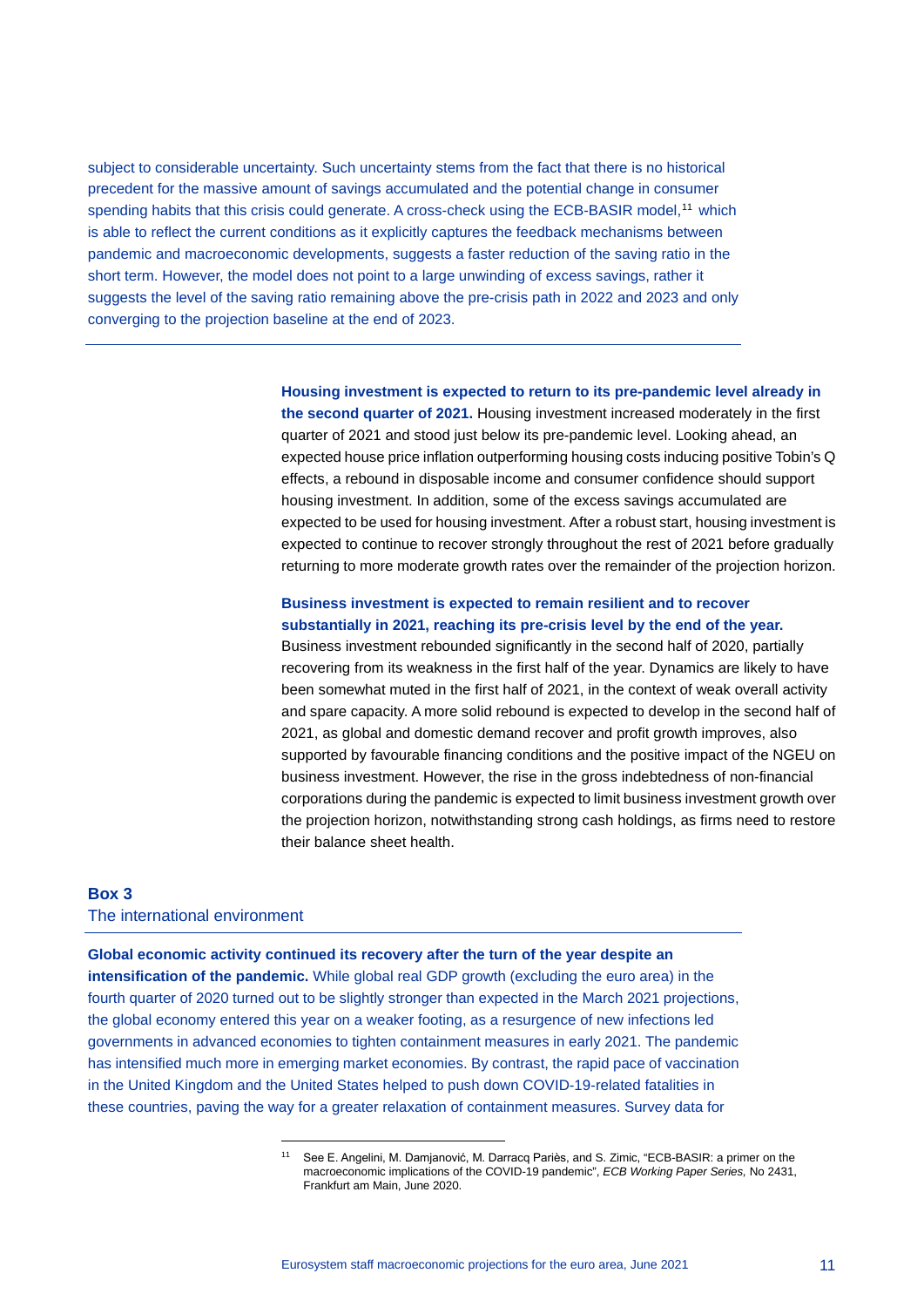subject to considerable uncertainty. Such uncertainty stems from the fact that there is no historical precedent for the massive amount of savings accumulated and the potential change in consumer spending habits that this crisis could generate. A cross-check using the ECB-BASIR model,[11] which is able to reflect the current conditions as it explicitly captures the feedback mechanisms between pandemic and macroeconomic developments, suggests a faster reduction of the saving ratio in the short term. However, the model does not point to a large unwinding of excess savings, rather it suggests the level of the saving ratio remaining above the pre-crisis path in 2022 and 2023 and only converging to the projection baseline at the end of 2023.

---

**Housing investment is expected to return to its pre-pandemic level already in the second quarter of 2021.** Housing investment increased moderately in the first quarter of 2021 and stood just below its pre-pandemic level. Looking ahead, an expected house price inflation outperforming housing costs inducing positive Tobin's Q effects, a rebound in disposable income and consumer confidence should support housing investment. In addition, some of the excess savings accumulated are expected to be used for housing investment. After a robust start, housing investment is expected to continue to recover strongly throughout the rest of 2021 before gradually returning to more moderate growth rates over the remainder of the projection horizon.

**Business investment is expected to remain resilient and to recover substantially in 2021, reaching its pre-crisis level by the end of the year.** Business investment rebounded significantly in the second half of 2020, partially recovering from its weakness in the first half of the year. Dynamics are likely to have been somewhat muted in the first half of 2021, in the context of weak overall activity and spare capacity. A more solid rebound is expected to develop in the second half of 2021, as global and domestic demand recover and profit growth improves, also supported by favourable financing conditions and the positive impact of the NGEU on business investment. However, the rise in the gross indebtedness of non-financial corporations during the pandemic is expected to limit business investment growth over the projection horizon, notwithstanding strong cash holdings, as firms need to restore their balance sheet health.

## Box 3
### The international environment

**Global economic activity continued its recovery after the turn of the year despite an intensification of the pandemic.** While global real GDP growth (excluding the euro area) in the fourth quarter of 2020 turned out to be slightly stronger than expected in the March 2021 projections, the global economy entered this year on a weaker footing, as a resurgence of new infections led governments in advanced economies to tighten containment measures in early 2021. The pandemic has intensified much more in emerging market economies. By contrast, the rapid pace of vaccination in the United Kingdom and the United States helped to push down COVID-19-related fatalities in these countries, paving the way for a greater relaxation of containment measures. Survey data for

---

[11] See E. Angelini, M. Damjanović, M. Darracq Pariès, and S. Zimic, "ECB-BASIR: a primer on the macroeconomic implications of the COVID-19 pandemic", *ECB Working Paper Series,* No 2431, Frankfurt am Main, June 2020.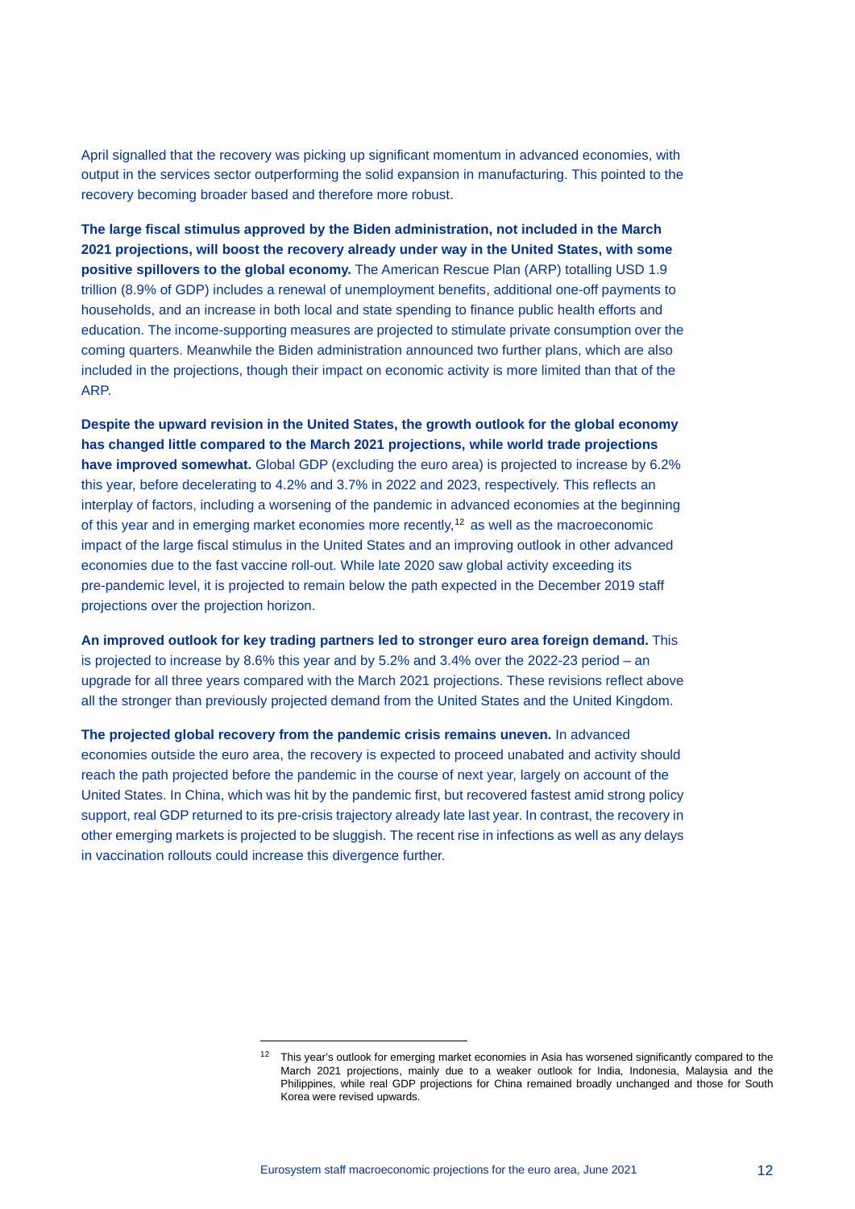April signalled that the recovery was picking up significant momentum in advanced economies, with output in the services sector outperforming the solid expansion in manufacturing. This pointed to the recovery becoming broader based and therefore more robust.

**The large fiscal stimulus approved by the Biden administration, not included in the March 2021 projections, will boost the recovery already under way in the United States, with some positive spillovers to the global economy.** The American Rescue Plan (ARP) totalling USD 1.9 trillion (8.9% of GDP) includes a renewal of unemployment benefits, additional one-off payments to households, and an increase in both local and state spending to finance public health efforts and education. The income-supporting measures are projected to stimulate private consumption over the coming quarters. Meanwhile the Biden administration announced two further plans, which are also included in the projections, though their impact on economic activity is more limited than that of the ARP.

**Despite the upward revision in the United States, the growth outlook for the global economy has changed little compared to the March 2021 projections, while world trade projections have improved somewhat.** Global GDP (excluding the euro area) is projected to increase by 6.2% this year, before decelerating to 4.2% and 3.7% in 2022 and 2023, respectively. This reflects an interplay of factors, including a worsening of the pandemic in advanced economies at the beginning of this year and in emerging market economies more recently,[12] as well as the macroeconomic impact of the large fiscal stimulus in the United States and an improving outlook in other advanced economies due to the fast vaccine roll-out. While late 2020 saw global activity exceeding its pre-pandemic level, it is projected to remain below the path expected in the December 2019 staff projections over the projection horizon.

**An improved outlook for key trading partners led to stronger euro area foreign demand.** This is projected to increase by 8.6% this year and by 5.2% and 3.4% over the 2022-23 period – an upgrade for all three years compared with the March 2021 projections. These revisions reflect above all the stronger than previously projected demand from the United States and the United Kingdom.

**The projected global recovery from the pandemic crisis remains uneven.** In advanced economies outside the euro area, the recovery is expected to proceed unabated and activity should reach the path projected before the pandemic in the course of next year, largely on account of the United States. In China, which was hit by the pandemic first, but recovered fastest amid strong policy support, real GDP returned to its pre-crisis trajectory already late last year. In contrast, the recovery in other emerging markets is projected to be sluggish. The recent rise in infections as well as any delays in vaccination rollouts could increase this divergence further.

---

[12] This year's outlook for emerging market economies in Asia has worsened significantly compared to the March 2021 projections, mainly due to a weaker outlook for India, Indonesia, Malaysia and the Philippines, while real GDP projections for China remained broadly unchanged and those for South Korea were revised upwards.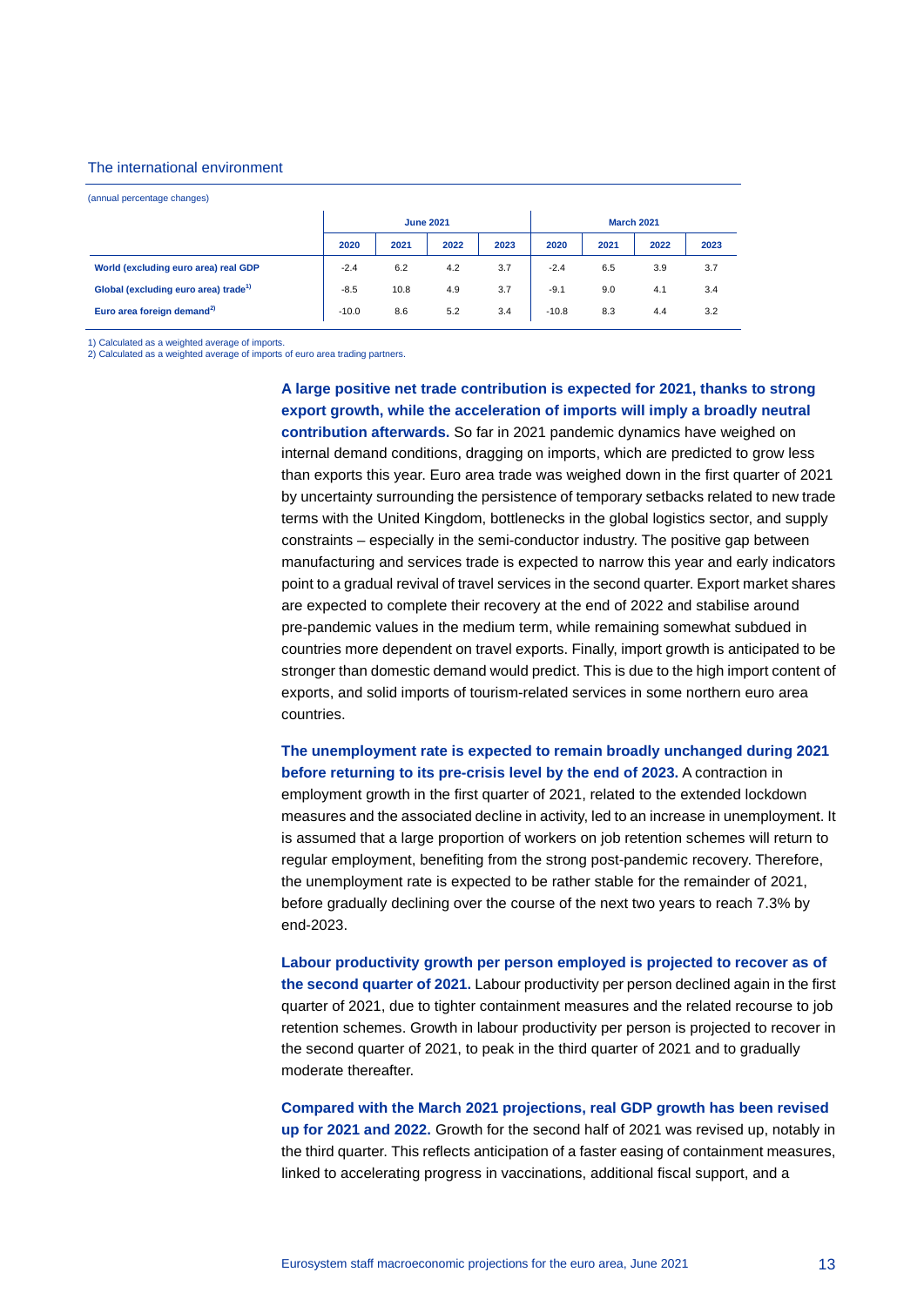### The international environment

(annual percentage changes)

| | June 2021 | | | | March 2021 | | | |
|---|---|---|---|---|---|---|---|---|
| | 2020 | 2021 | 2022 | 2023 | 2020 | 2021 | 2022 | 2023 |
| **World (excluding euro area) real GDP** | -2.4 | 6.2 | 4.2 | 3.7 | -2.4 | 6.5 | 3.9 | 3.7 |
| **Global (excluding euro area) trade[1)]** | -8.5 | 10.8 | 4.9 | 3.7 | -9.1 | 9.0 | 4.1 | 3.4 |
| **Euro area foreign demand[2)]** | -10.0 | 8.6 | 5.2 | 3.4 | -10.8 | 8.3 | 4.4 | 3.2 |

1) Calculated as a weighted average of imports.
2) Calculated as a weighted average of imports of euro area trading partners.

**A large positive net trade contribution is expected for 2021, thanks to strong export growth, while the acceleration of imports will imply a broadly neutral contribution afterwards.** So far in 2021 pandemic dynamics have weighed on internal demand conditions, dragging on imports, which are predicted to grow less than exports this year. Euro area trade was weighed down in the first quarter of 2021 by uncertainty surrounding the persistence of temporary setbacks related to new trade terms with the United Kingdom, bottlenecks in the global logistics sector, and supply constraints – especially in the semi-conductor industry. The positive gap between manufacturing and services trade is expected to narrow this year and early indicators point to a gradual revival of travel services in the second quarter. Export market shares are expected to complete their recovery at the end of 2022 and stabilise around pre-pandemic values in the medium term, while remaining somewhat subdued in countries more dependent on travel exports. Finally, import growth is anticipated to be stronger than domestic demand would predict. This is due to the high import content of exports, and solid imports of tourism-related services in some northern euro area countries.

**The unemployment rate is expected to remain broadly unchanged during 2021 before returning to its pre-crisis level by the end of 2023.** A contraction in employment growth in the first quarter of 2021, related to the extended lockdown measures and the associated decline in activity, led to an increase in unemployment. It is assumed that a large proportion of workers on job retention schemes will return to regular employment, benefiting from the strong post-pandemic recovery. Therefore, the unemployment rate is expected to be rather stable for the remainder of 2021, before gradually declining over the course of the next two years to reach 7.3% by end-2023.

**Labour productivity growth per person employed is projected to recover as of the second quarter of 2021.** Labour productivity per person declined again in the first quarter of 2021, due to tighter containment measures and the related recourse to job retention schemes. Growth in labour productivity per person is projected to recover in the second quarter of 2021, to peak in the third quarter of 2021 and to gradually moderate thereafter.

**Compared with the March 2021 projections, real GDP growth has been revised up for 2021 and 2022.** Growth for the second half of 2021 was revised up, notably in the third quarter. This reflects anticipation of a faster easing of containment measures, linked to accelerating progress in vaccinations, additional fiscal support, and a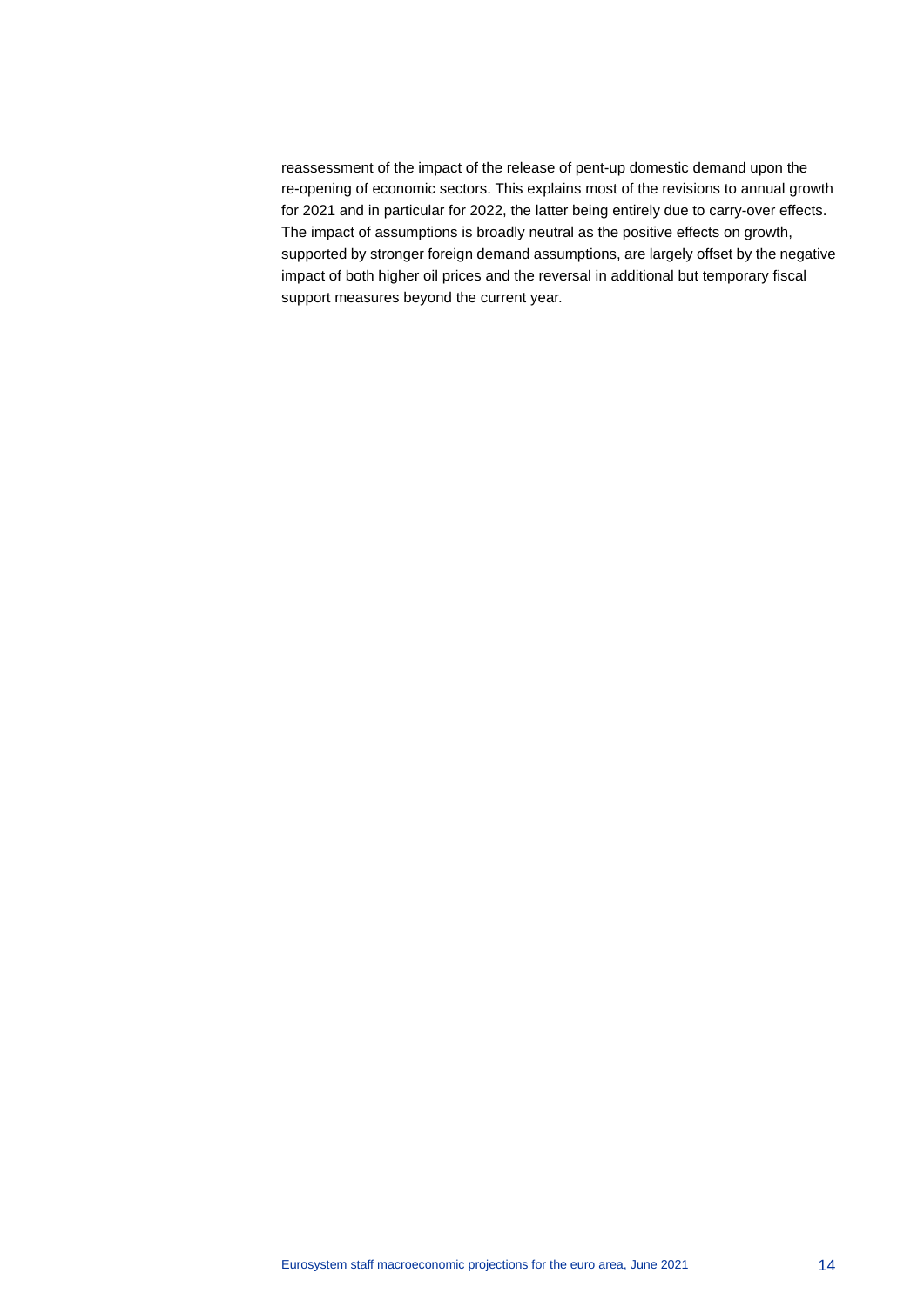reassessment of the impact of the release of pent-up domestic demand upon the re-opening of economic sectors. This explains most of the revisions to annual growth for 2021 and in particular for 2022, the latter being entirely due to carry-over effects. The impact of assumptions is broadly neutral as the positive effects on growth, supported by stronger foreign demand assumptions, are largely offset by the negative impact of both higher oil prices and the reversal in additional but temporary fiscal support measures beyond the current year.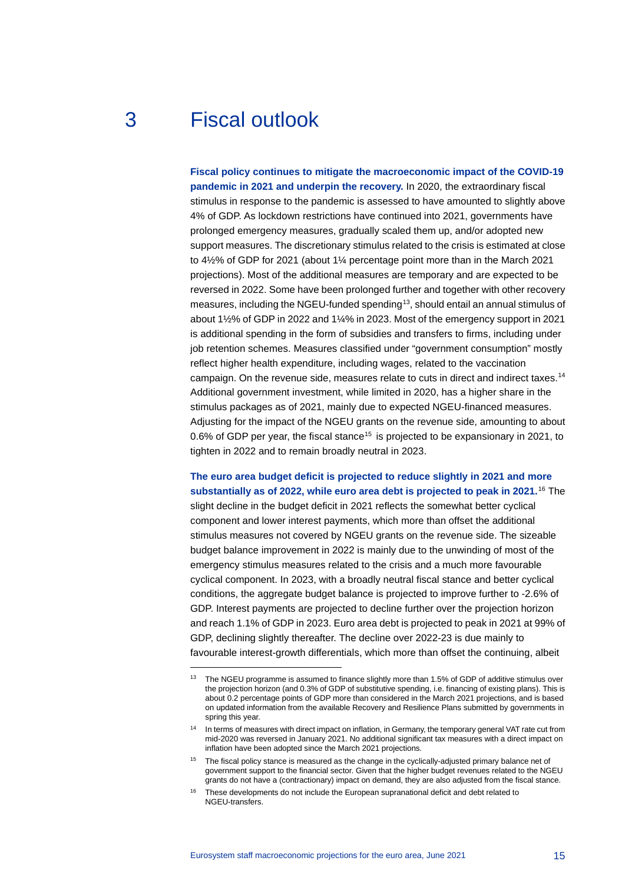# 3 Fiscal outlook

**Fiscal policy continues to mitigate the macroeconomic impact of the COVID-19 pandemic in 2021 and underpin the recovery.** In 2020, the extraordinary fiscal stimulus in response to the pandemic is assessed to have amounted to slightly above 4% of GDP. As lockdown restrictions have continued into 2021, governments have prolonged emergency measures, gradually scaled them up, and/or adopted new support measures. The discretionary stimulus related to the crisis is estimated at close to 4½% of GDP for 2021 (about 1¼ percentage point more than in the March 2021 projections). Most of the additional measures are temporary and are expected to be reversed in 2022. Some have been prolonged further and together with other recovery measures, including the NGEU-funded spending[13], should entail an annual stimulus of about 1½% of GDP in 2022 and 1¼% in 2023. Most of the emergency support in 2021 is additional spending in the form of subsidies and transfers to firms, including under job retention schemes. Measures classified under "government consumption" mostly reflect higher health expenditure, including wages, related to the vaccination campaign. On the revenue side, measures relate to cuts in direct and indirect taxes.[14] Additional government investment, while limited in 2020, has a higher share in the stimulus packages as of 2021, mainly due to expected NGEU-financed measures. Adjusting for the impact of the NGEU grants on the revenue side, amounting to about 0.6% of GDP per year, the fiscal stance[15] is projected to be expansionary in 2021, to tighten in 2022 and to remain broadly neutral in 2023.

**The euro area budget deficit is projected to reduce slightly in 2021 and more substantially as of 2022, while euro area debt is projected to peak in 2021.**[16] The slight decline in the budget deficit in 2021 reflects the somewhat better cyclical component and lower interest payments, which more than offset the additional stimulus measures not covered by NGEU grants on the revenue side. The sizeable budget balance improvement in 2022 is mainly due to the unwinding of most of the emergency stimulus measures related to the crisis and a much more favourable cyclical component. In 2023, with a broadly neutral fiscal stance and better cyclical conditions, the aggregate budget balance is projected to improve further to -2.6% of GDP. Interest payments are projected to decline further over the projection horizon and reach 1.1% of GDP in 2023. Euro area debt is projected to peak in 2021 at 99% of GDP, declining slightly thereafter. The decline over 2022-23 is due mainly to favourable interest-growth differentials, which more than offset the continuing, albeit

---

[13] The NGEU programme is assumed to finance slightly more than 1.5% of GDP of additive stimulus over the projection horizon (and 0.3% of GDP of substitutive spending, i.e. financing of existing plans). This is about 0.2 percentage points of GDP more than considered in the March 2021 projections, and is based on updated information from the available Recovery and Resilience Plans submitted by governments in spring this year.

[14] In terms of measures with direct impact on inflation, in Germany, the temporary general VAT rate cut from mid-2020 was reversed in January 2021. No additional significant tax measures with a direct impact on inflation have been adopted since the March 2021 projections.

[15] The fiscal policy stance is measured as the change in the cyclically-adjusted primary balance net of government support to the financial sector. Given that the higher budget revenues related to the NGEU grants do not have a (contractionary) impact on demand, they are also adjusted from the fiscal stance.

[16] These developments do not include the European supranational deficit and debt related to NGEU-transfers.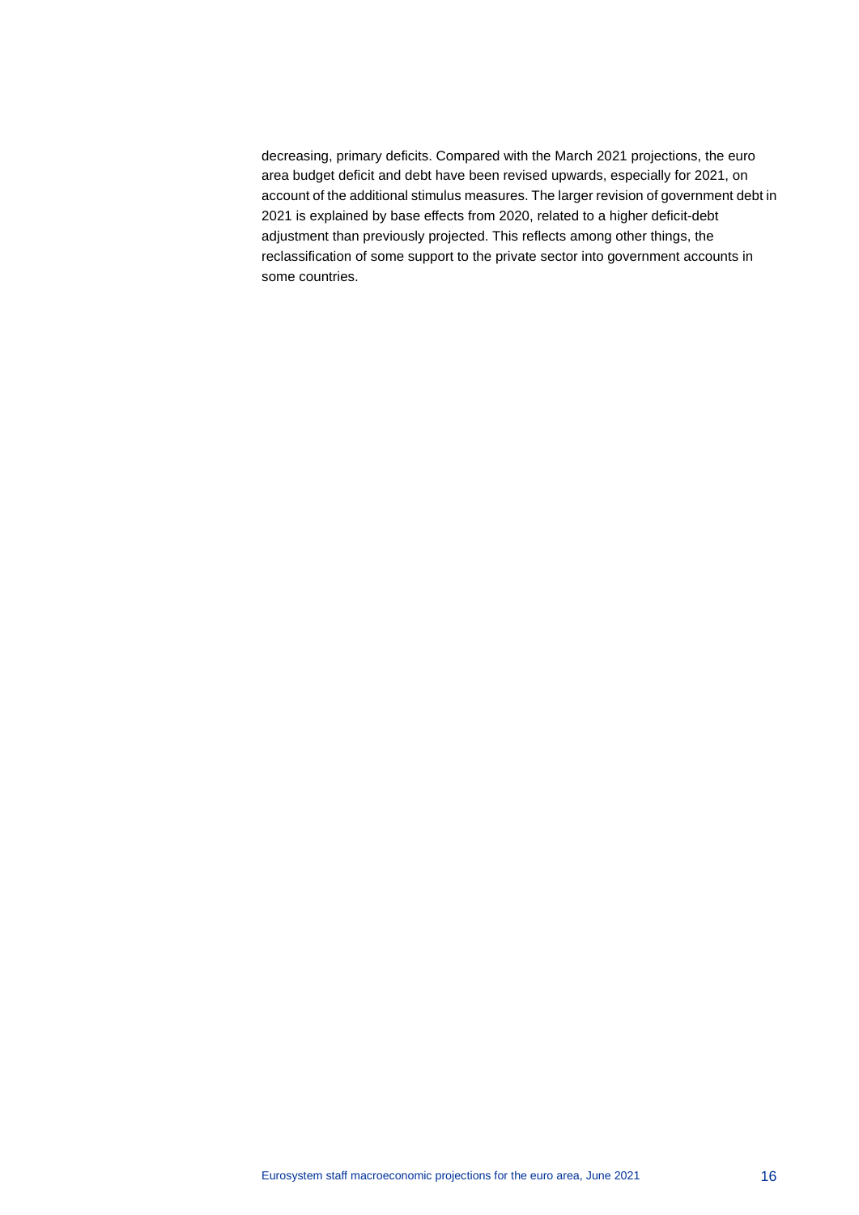decreasing, primary deficits. Compared with the March 2021 projections, the euro area budget deficit and debt have been revised upwards, especially for 2021, on account of the additional stimulus measures. The larger revision of government debt in 2021 is explained by base effects from 2020, related to a higher deficit-debt adjustment than previously projected. This reflects among other things, the reclassification of some support to the private sector into government accounts in some countries.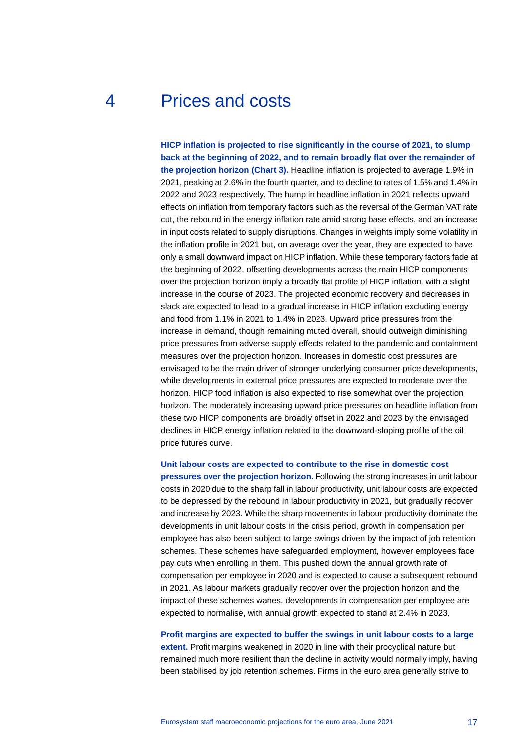# 4 Prices and costs

**HICP inflation is projected to rise significantly in the course of 2021, to slump back at the beginning of 2022, and to remain broadly flat over the remainder of the projection horizon (Chart 3).** Headline inflation is projected to average 1.9% in 2021, peaking at 2.6% in the fourth quarter, and to decline to rates of 1.5% and 1.4% in 2022 and 2023 respectively. The hump in headline inflation in 2021 reflects upward effects on inflation from temporary factors such as the reversal of the German VAT rate cut, the rebound in the energy inflation rate amid strong base effects, and an increase in input costs related to supply disruptions. Changes in weights imply some volatility in the inflation profile in 2021 but, on average over the year, they are expected to have only a small downward impact on HICP inflation. While these temporary factors fade at the beginning of 2022, offsetting developments across the main HICP components over the projection horizon imply a broadly flat profile of HICP inflation, with a slight increase in the course of 2023. The projected economic recovery and decreases in slack are expected to lead to a gradual increase in HICP inflation excluding energy and food from 1.1% in 2021 to 1.4% in 2023. Upward price pressures from the increase in demand, though remaining muted overall, should outweigh diminishing price pressures from adverse supply effects related to the pandemic and containment measures over the projection horizon. Increases in domestic cost pressures are envisaged to be the main driver of stronger underlying consumer price developments, while developments in external price pressures are expected to moderate over the horizon. HICP food inflation is also expected to rise somewhat over the projection horizon. The moderately increasing upward price pressures on headline inflation from these two HICP components are broadly offset in 2022 and 2023 by the envisaged declines in HICP energy inflation related to the downward-sloping profile of the oil price futures curve.

**Unit labour costs are expected to contribute to the rise in domestic cost pressures over the projection horizon.** Following the strong increases in unit labour costs in 2020 due to the sharp fall in labour productivity, unit labour costs are expected to be depressed by the rebound in labour productivity in 2021, but gradually recover and increase by 2023. While the sharp movements in labour productivity dominate the developments in unit labour costs in the crisis period, growth in compensation per employee has also been subject to large swings driven by the impact of job retention schemes. These schemes have safeguarded employment, however employees face pay cuts when enrolling in them. This pushed down the annual growth rate of compensation per employee in 2020 and is expected to cause a subsequent rebound in 2021. As labour markets gradually recover over the projection horizon and the impact of these schemes wanes, developments in compensation per employee are expected to normalise, with annual growth expected to stand at 2.4% in 2023.

**Profit margins are expected to buffer the swings in unit labour costs to a large extent.** Profit margins weakened in 2020 in line with their procyclical nature but remained much more resilient than the decline in activity would normally imply, having been stabilised by job retention schemes. Firms in the euro area generally strive to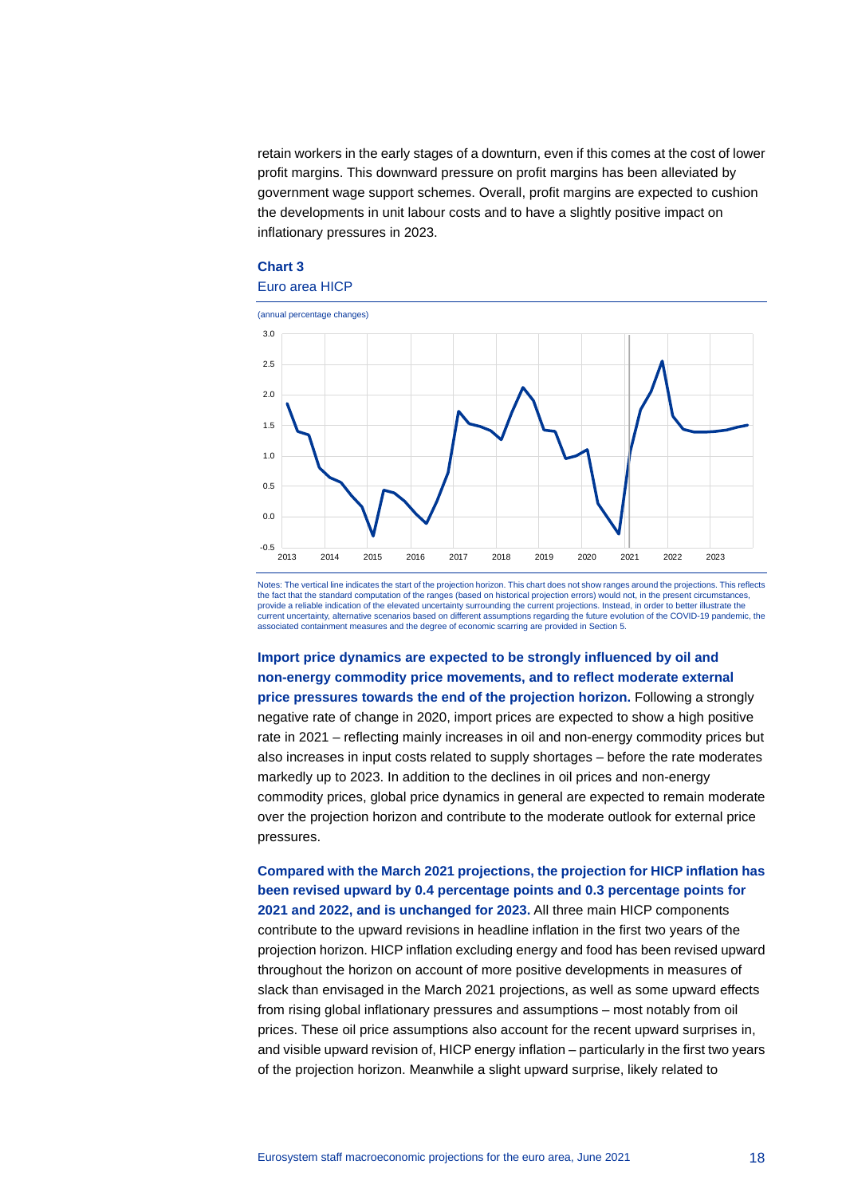retain workers in the early stages of a downturn, even if this comes at the cost of lower profit margins. This downward pressure on profit margins has been alleviated by government wage support schemes. Overall, profit margins are expected to cushion the developments in unit labour costs and to have a slightly positive impact on inflationary pressures in 2023.

**Chart 3**

Euro area HICP

(annual percentage changes)

Notes: The vertical line indicates the start of the projection horizon. This chart does not show ranges around the projections. This reflects the fact that the standard computation of the ranges (based on historical projection errors) would not, in the present circumstances, provide a reliable indication of the elevated uncertainty surrounding the current projections. Instead, in order to better illustrate the current uncertainty, alternative scenarios based on different assumptions regarding the future evolution of the COVID-19 pandemic, the associated containment measures and the degree of economic scarring are provided in Section 5.

**Import price dynamics are expected to be strongly influenced by oil and non-energy commodity price movements, and to reflect moderate external price pressures towards the end of the projection horizon.** Following a strongly negative rate of change in 2020, import prices are expected to show a high positive rate in 2021 – reflecting mainly increases in oil and non-energy commodity prices but also increases in input costs related to supply shortages – before the rate moderates markedly up to 2023. In addition to the declines in oil prices and non-energy commodity prices, global price dynamics in general are expected to remain moderate over the projection horizon and contribute to the moderate outlook for external price pressures.

**Compared with the March 2021 projections, the projection for HICP inflation has been revised upward by 0.4 percentage points and 0.3 percentage points for 2021 and 2022, and is unchanged for 2023.** All three main HICP components contribute to the upward revisions in headline inflation in the first two years of the projection horizon. HICP inflation excluding energy and food has been revised upward throughout the horizon on account of more positive developments in measures of slack than envisaged in the March 2021 projections, as well as some upward effects from rising global inflationary pressures and assumptions – most notably from oil prices. These oil price assumptions also account for the recent upward surprises in, and visible upward revision of, HICP energy inflation – particularly in the first two years of the projection horizon. Meanwhile a slight upward surprise, likely related to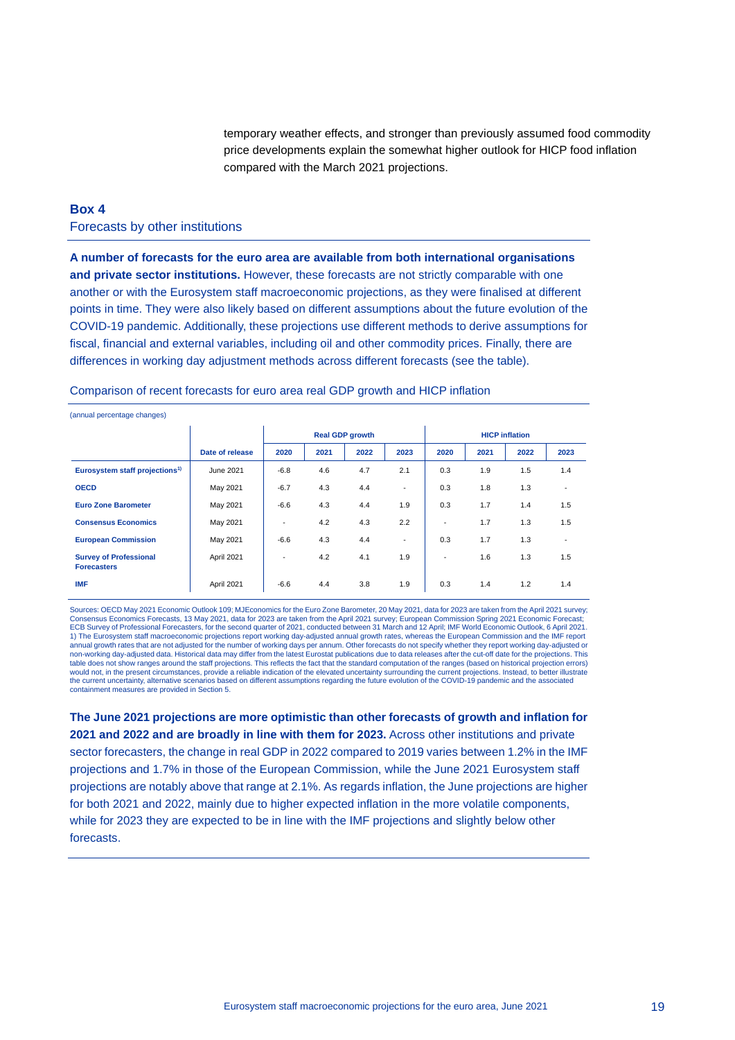temporary weather effects, and stronger than previously assumed food commodity price developments explain the somewhat higher outlook for HICP food inflation compared with the March 2021 projections.

## Box 4
### Forecasts by other institutions

**A number of forecasts for the euro area are available from both international organisations and private sector institutions.** However, these forecasts are not strictly comparable with one another or with the Eurosystem staff macroeconomic projections, as they were finalised at different points in time. They were also likely based on different assumptions about the future evolution of the COVID-19 pandemic. Additionally, these projections use different methods to derive assumptions for fiscal, financial and external variables, including oil and other commodity prices. Finally, there are differences in working day adjustment methods across different forecasts (see the table).

Comparison of recent forecasts for euro area real GDP growth and HICP inflation

(annual percentage changes)

| | | Real GDP growth | | | | HICP inflation | | | |
|---|---|---|---|---|---|---|---|---|---|
| | Date of release | 2020 | 2021 | 2022 | 2023 | 2020 | 2021 | 2022 | 2023 |
| Eurosystem staff projections[1)] | June 2021 | -6.8 | 4.6 | 4.7 | 2.1 | 0.3 | 1.9 | 1.5 | 1.4 |
| OECD | May 2021 | -6.7 | 4.3 | 4.4 | - | 0.3 | 1.8 | 1.3 | - |
| Euro Zone Barometer | May 2021 | -6.6 | 4.3 | 4.4 | 1.9 | 0.3 | 1.7 | 1.4 | 1.5 |
| Consensus Economics | May 2021 | - | 4.2 | 4.3 | 2.2 | - | 1.7 | 1.3 | 1.5 |
| European Commission | May 2021 | -6.6 | 4.3 | 4.4 | - | 0.3 | 1.7 | 1.3 | - |
| Survey of Professional Forecasters | April 2021 | - | 4.2 | 4.1 | 1.9 | - | 1.6 | 1.3 | 1.5 |
| IMF | April 2021 | -6.6 | 4.4 | 3.8 | 1.9 | 0.3 | 1.4 | 1.2 | 1.4 |

Sources: OECD May 2021 Economic Outlook 109; MJEconomics for the Euro Zone Barometer, 20 May 2021, data for 2023 are taken from the April 2021 survey; Consensus Economics Forecasts, 13 May 2021, data for 2023 are taken from the April 2021 survey; European Commission Spring 2021 Economic Forecast; ECB Survey of Professional Forecasters, for the second quarter of 2021, conducted between 31 March and 12 April; IMF World Economic Outlook, 6 April 2021.
1) The Eurosystem staff macroeconomic projections report working day-adjusted annual growth rates, whereas the European Commission and the IMF report annual growth rates that are not adjusted for the number of working days per annum. Other forecasts do not specify whether they report working day-adjusted or non-working day-adjusted data. Historical data may differ from the latest Eurostat publications due to data releases after the cut-off date for the projections. This table does not show ranges around the staff projections. This reflects the fact that the standard computation of the ranges (based on historical projection errors) would not, in the present circumstances, provide a reliable indication of the elevated uncertainty surrounding the current projections. Instead, to better illustrate the current uncertainty, alternative scenarios based on different assumptions regarding the future evolution of the COVID-19 pandemic and the associated containment measures are provided in Section 5.

**The June 2021 projections are more optimistic than other forecasts of growth and inflation for 2021 and 2022 and are broadly in line with them for 2023.** Across other institutions and private sector forecasters, the change in real GDP in 2022 compared to 2019 varies between 1.2% in the IMF projections and 1.7% in those of the European Commission, while the June 2021 Eurosystem staff projections are notably above that range at 2.1%. As regards inflation, the June projections are higher for both 2021 and 2022, mainly due to higher expected inflation in the more volatile components, while for 2023 they are expected to be in line with the IMF projections and slightly below other forecasts.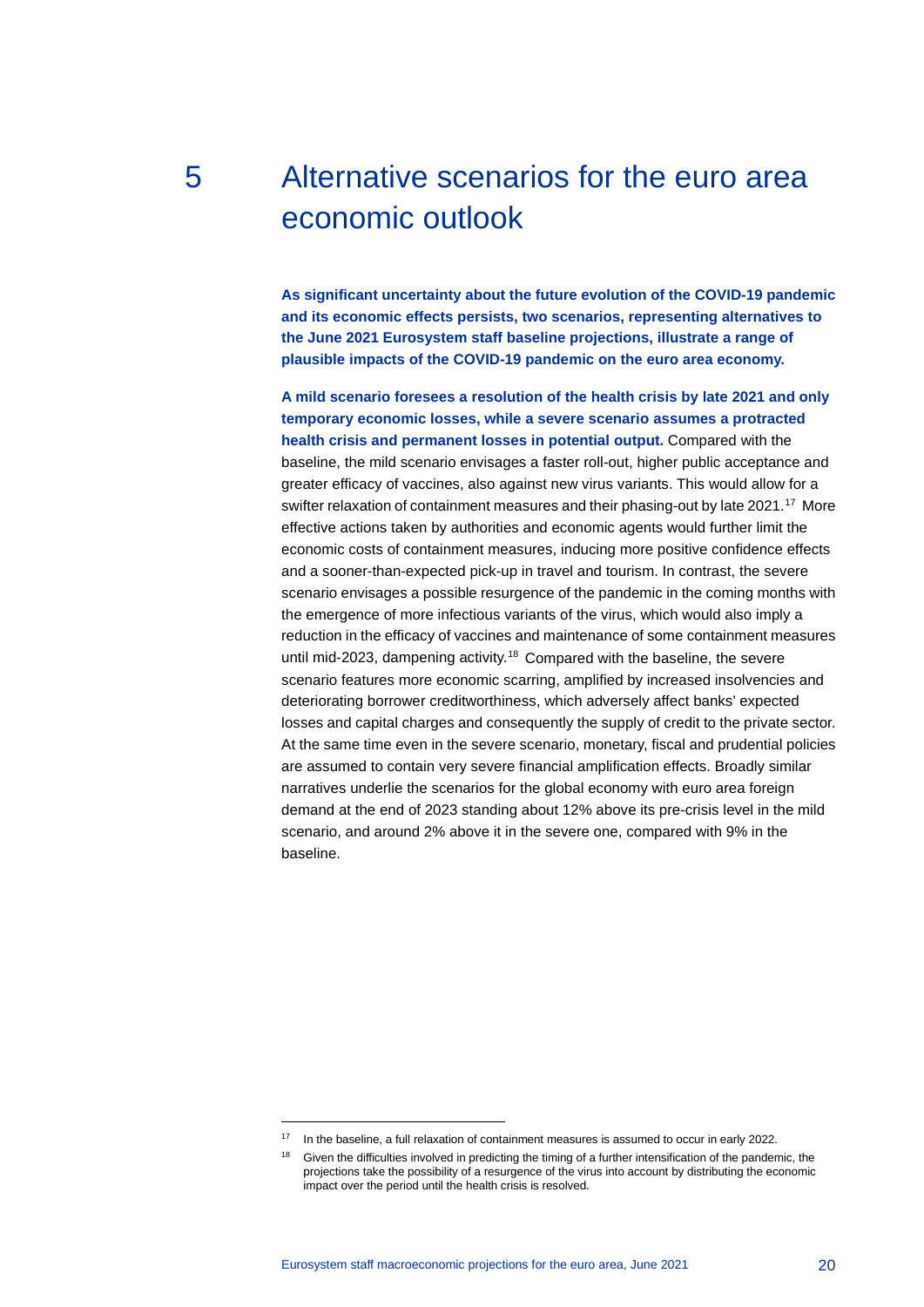# 5 Alternative scenarios for the euro area economic outlook

**As significant uncertainty about the future evolution of the COVID-19 pandemic and its economic effects persists, two scenarios, representing alternatives to the June 2021 Eurosystem staff baseline projections, illustrate a range of plausible impacts of the COVID-19 pandemic on the euro area economy.**

**A mild scenario foresees a resolution of the health crisis by late 2021 and only temporary economic losses, while a severe scenario assumes a protracted health crisis and permanent losses in potential output.** Compared with the baseline, the mild scenario envisages a faster roll-out, higher public acceptance and greater efficacy of vaccines, also against new virus variants. This would allow for a swifter relaxation of containment measures and their phasing-out by late 2021.[17] More effective actions taken by authorities and economic agents would further limit the economic costs of containment measures, inducing more positive confidence effects and a sooner-than-expected pick-up in travel and tourism. In contrast, the severe scenario envisages a possible resurgence of the pandemic in the coming months with the emergence of more infectious variants of the virus, which would also imply a reduction in the efficacy of vaccines and maintenance of some containment measures until mid-2023, dampening activity.[18] Compared with the baseline, the severe scenario features more economic scarring, amplified by increased insolvencies and deteriorating borrower creditworthiness, which adversely affect banks' expected losses and capital charges and consequently the supply of credit to the private sector. At the same time even in the severe scenario, monetary, fiscal and prudential policies are assumed to contain very severe financial amplification effects. Broadly similar narratives underlie the scenarios for the global economy with euro area foreign demand at the end of 2023 standing about 12% above its pre-crisis level in the mild scenario, and around 2% above it in the severe one, compared with 9% in the baseline.

[17] In the baseline, a full relaxation of containment measures is assumed to occur in early 2022.

[18] Given the difficulties involved in predicting the timing of a further intensification of the pandemic, the projections take the possibility of a resurgence of the virus into account by distributing the economic impact over the period until the health crisis is resolved.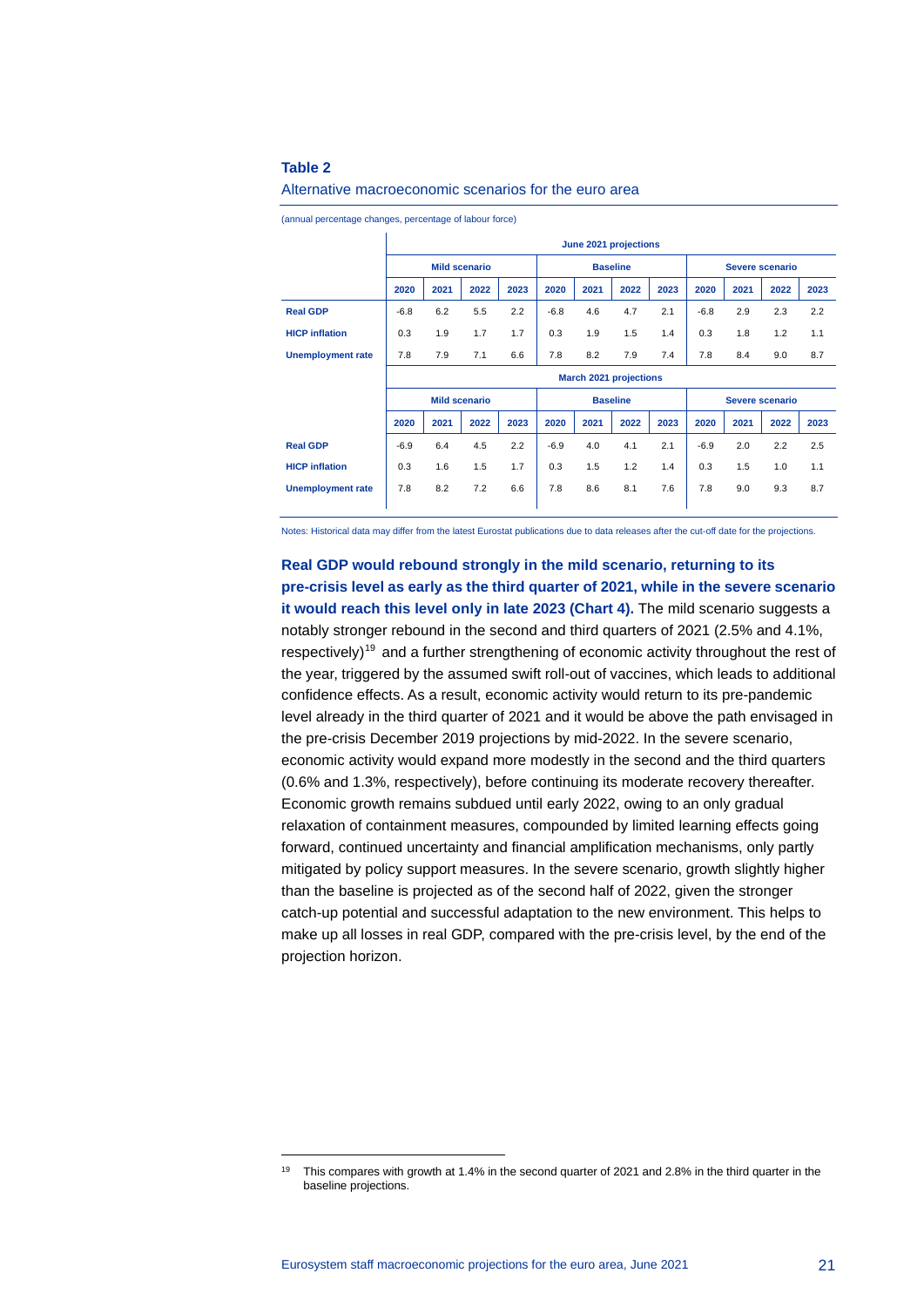**Table 2**

Alternative macroeconomic scenarios for the euro area

(annual percentage changes, percentage of labour force)

| | June 2021 projections | | | | | | | | | | | |
|---|---|---|---|---|---|---|---|---|---|---|---|---|
| | Mild scenario | | | | Baseline | | | | Severe scenario | | | |
| | 2020 | 2021 | 2022 | 2023 | 2020 | 2021 | 2022 | 2023 | 2020 | 2021 | 2022 | 2023 |
| **Real GDP** | -6.8 | 6.2 | 5.5 | 2.2 | -6.8 | 4.6 | 4.7 | 2.1 | -6.8 | 2.9 | 2.3 | 2.2 |
| **HICP inflation** | 0.3 | 1.9 | 1.7 | 1.7 | 0.3 | 1.9 | 1.5 | 1.4 | 0.3 | 1.8 | 1.2 | 1.1 |
| **Unemployment rate** | 7.8 | 7.9 | 7.1 | 6.6 | 7.8 | 8.2 | 7.9 | 7.4 | 7.8 | 8.4 | 9.0 | 8.7 |
| | March 2021 projections | | | | | | | | | | | |
| | Mild scenario | | | | Baseline | | | | Severe scenario | | | |
| | 2020 | 2021 | 2022 | 2023 | 2020 | 2021 | 2022 | 2023 | 2020 | 2021 | 2022 | 2023 |
| **Real GDP** | -6.9 | 6.4 | 4.5 | 2.2 | -6.9 | 4.0 | 4.1 | 2.1 | -6.9 | 2.0 | 2.2 | 2.5 |
| **HICP inflation** | 0.3 | 1.6 | 1.5 | 1.7 | 0.3 | 1.5 | 1.2 | 1.4 | 0.3 | 1.5 | 1.0 | 1.1 |
| **Unemployment rate** | 7.8 | 8.2 | 7.2 | 6.6 | 7.8 | 8.6 | 8.1 | 7.6 | 7.8 | 9.0 | 9.3 | 8.7 |

Notes: Historical data may differ from the latest Eurostat publications due to data releases after the cut-off date for the projections.

**Real GDP would rebound strongly in the mild scenario, returning to its pre-crisis level as early as the third quarter of 2021, while in the severe scenario it would reach this level only in late 2023 (Chart 4).** The mild scenario suggests a notably stronger rebound in the second and third quarters of 2021 (2.5% and 4.1%, respectively)[19] and a further strengthening of economic activity throughout the rest of the year, triggered by the assumed swift roll-out of vaccines, which leads to additional confidence effects. As a result, economic activity would return to its pre-pandemic level already in the third quarter of 2021 and it would be above the path envisaged in the pre-crisis December 2019 projections by mid-2022. In the severe scenario, economic activity would expand more modestly in the second and the third quarters (0.6% and 1.3%, respectively), before continuing its moderate recovery thereafter. Economic growth remains subdued until early 2022, owing to an only gradual relaxation of containment measures, compounded by limited learning effects going forward, continued uncertainty and financial amplification mechanisms, only partly mitigated by policy support measures. In the severe scenario, growth slightly higher than the baseline is projected as of the second half of 2022, given the stronger catch-up potential and successful adaptation to the new environment. This helps to make up all losses in real GDP, compared with the pre-crisis level, by the end of the projection horizon.

[19] This compares with growth at 1.4% in the second quarter of 2021 and 2.8% in the third quarter in the baseline projections.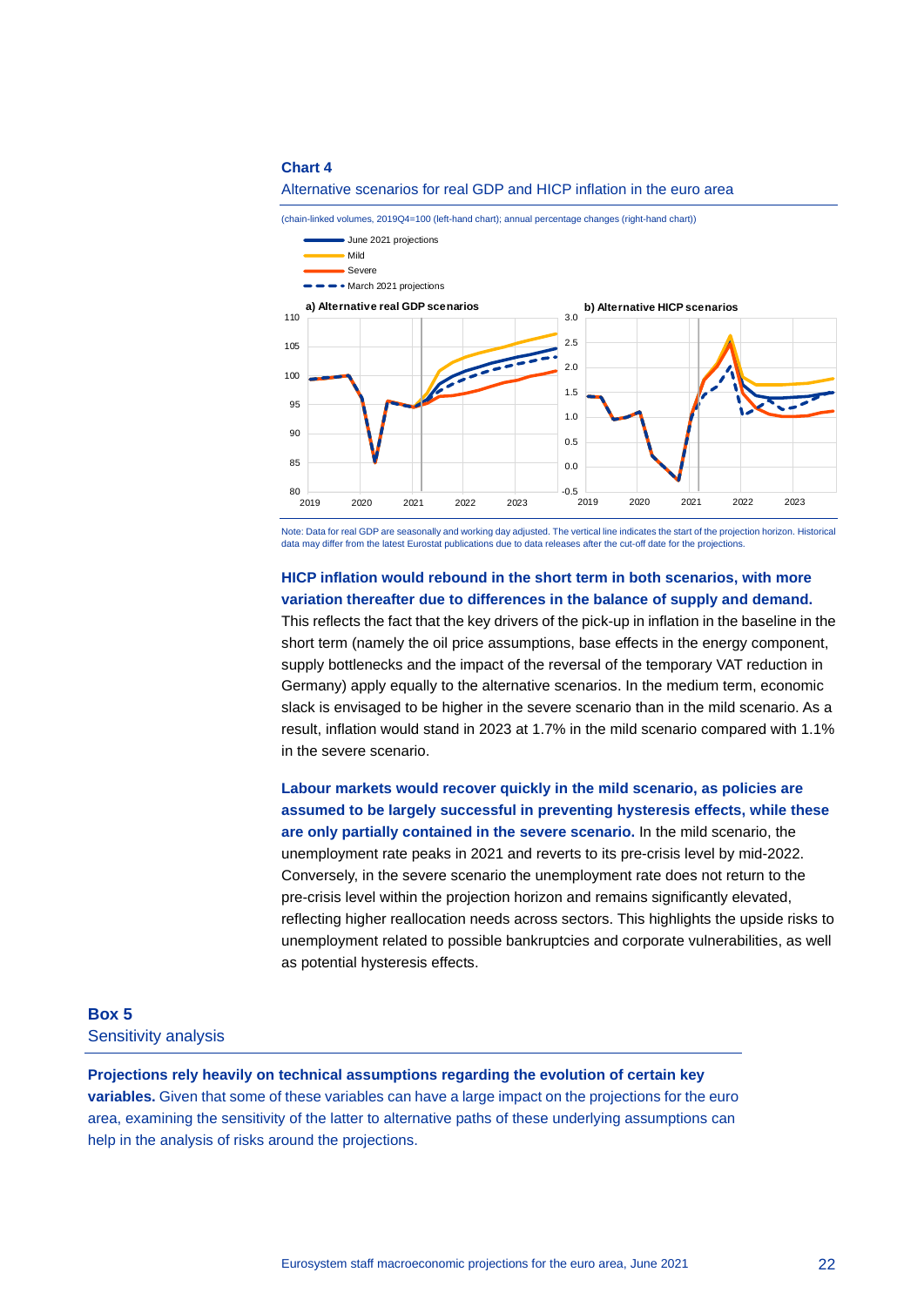**Chart 4**

Alternative scenarios for real GDP and HICP inflation in the euro area

(chain-linked volumes, 2019Q4=100 (left-hand chart); annual percentage changes (right-hand chart))

Note: Data for real GDP are seasonally and working day adjusted. The vertical line indicates the start of the projection horizon. Historical data may differ from the latest Eurostat publications due to data releases after the cut-off date for the projections.

**HICP inflation would rebound in the short term in both scenarios, with more variation thereafter due to differences in the balance of supply and demand.** This reflects the fact that the key drivers of the pick-up in inflation in the baseline in the short term (namely the oil price assumptions, base effects in the energy component, supply bottlenecks and the impact of the reversal of the temporary VAT reduction in Germany) apply equally to the alternative scenarios. In the medium term, economic slack is envisaged to be higher in the severe scenario than in the mild scenario. As a result, inflation would stand in 2023 at 1.7% in the mild scenario compared with 1.1% in the severe scenario.

**Labour markets would recover quickly in the mild scenario, as policies are assumed to be largely successful in preventing hysteresis effects, while these are only partially contained in the severe scenario.** In the mild scenario, the unemployment rate peaks in 2021 and reverts to its pre-crisis level by mid-2022. Conversely, in the severe scenario the unemployment rate does not return to the pre-crisis level within the projection horizon and remains significantly elevated, reflecting higher reallocation needs across sectors. This highlights the upside risks to unemployment related to possible bankruptcies and corporate vulnerabilities, as well as potential hysteresis effects.

## Box 5
## Sensitivity analysis

**Projections rely heavily on technical assumptions regarding the evolution of certain key variables.** Given that some of these variables can have a large impact on the projections for the euro area, examining the sensitivity of the latter to alternative paths of these underlying assumptions can help in the analysis of risks around the projections.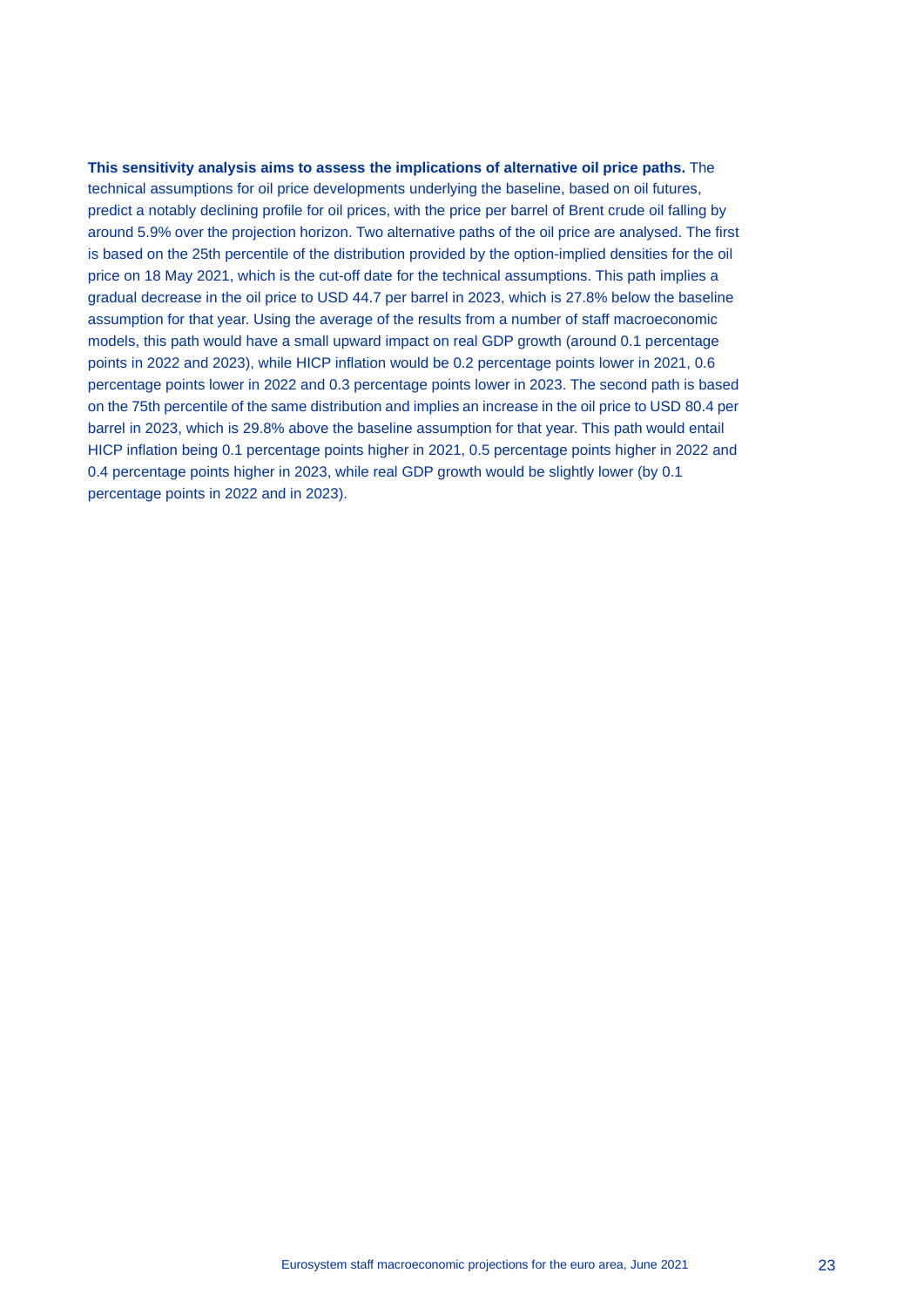**This sensitivity analysis aims to assess the implications of alternative oil price paths.** The technical assumptions for oil price developments underlying the baseline, based on oil futures, predict a notably declining profile for oil prices, with the price per barrel of Brent crude oil falling by around 5.9% over the projection horizon. Two alternative paths of the oil price are analysed. The first is based on the 25th percentile of the distribution provided by the option-implied densities for the oil price on 18 May 2021, which is the cut-off date for the technical assumptions. This path implies a gradual decrease in the oil price to USD 44.7 per barrel in 2023, which is 27.8% below the baseline assumption for that year. Using the average of the results from a number of staff macroeconomic models, this path would have a small upward impact on real GDP growth (around 0.1 percentage points in 2022 and 2023), while HICP inflation would be 0.2 percentage points lower in 2021, 0.6 percentage points lower in 2022 and 0.3 percentage points lower in 2023. The second path is based on the 75th percentile of the same distribution and implies an increase in the oil price to USD 80.4 per barrel in 2023, which is 29.8% above the baseline assumption for that year. This path would entail HICP inflation being 0.1 percentage points higher in 2021, 0.5 percentage points higher in 2022 and 0.4 percentage points higher in 2023, while real GDP growth would be slightly lower (by 0.1 percentage points in 2022 and in 2023).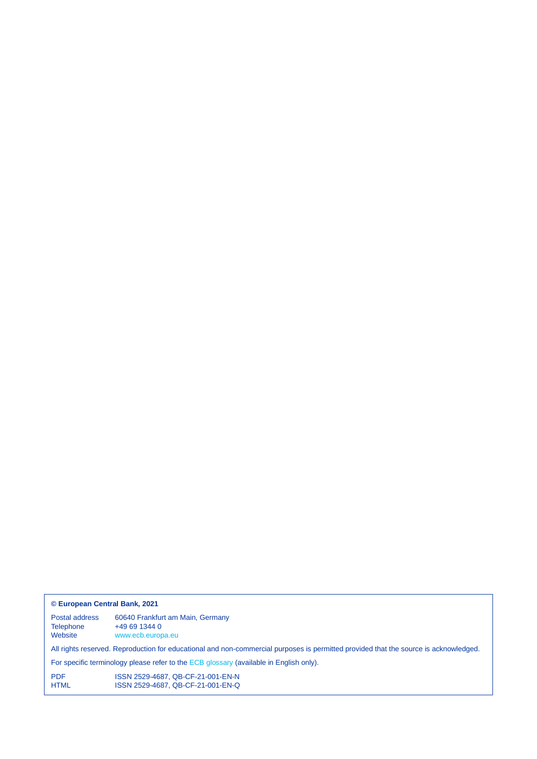**© European Central Bank, 2021**

| | |
|---|---|
| Postal address | 60640 Frankfurt am Main, Germany |
| Telephone | +49 69 1344 0 |
| Website | www.ecb.europa.eu |

All rights reserved. Reproduction for educational and non-commercial purposes is permitted provided that the source is acknowledged.

For specific terminology please refer to the ECB glossary (available in English only).

| | |
|---|---|
| PDF | ISSN 2529-4687, QB-CF-21-001-EN-N |
| HTML | ISSN 2529-4687, QB-CF-21-001-EN-Q |